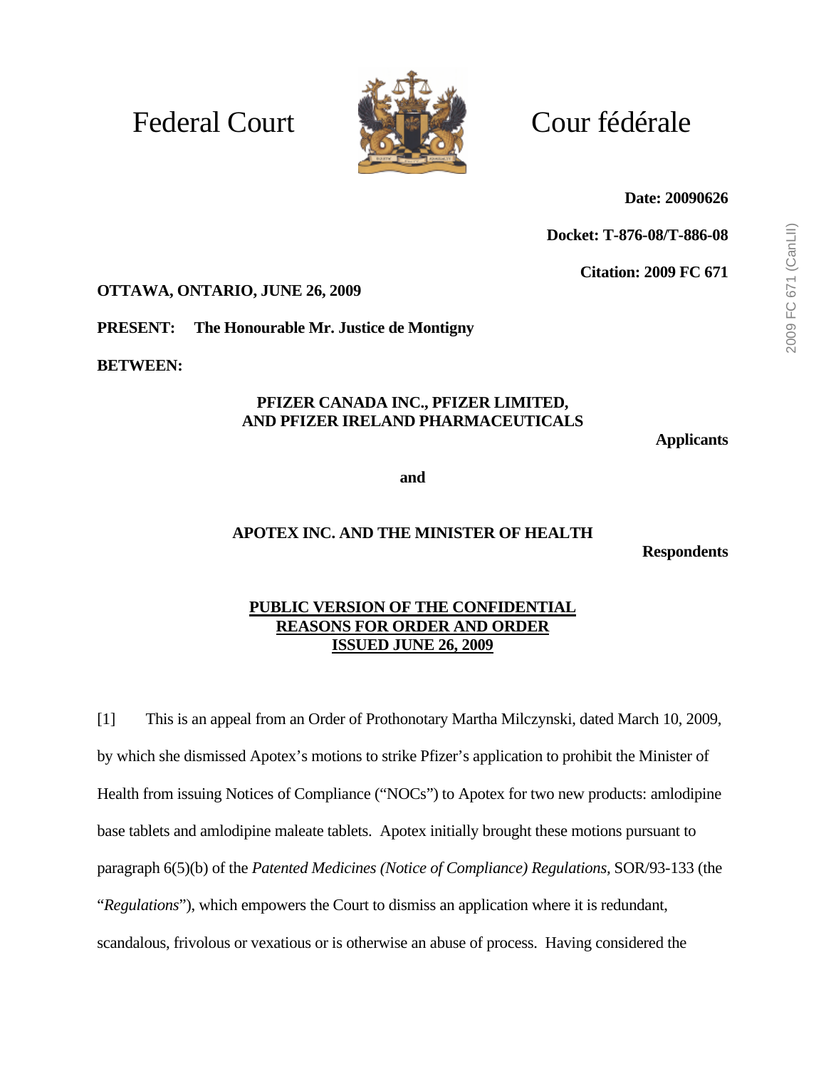Federal Court — Cour fédérale

**Date: 20090626**

**Docket: T-876-08/T-886-08**

**Citation: 2009 FC 671**

**OTTAWA, ONTARIO, JUNE 26, 2009**

**PRESENT: The Honourable Mr. Justice de Montigny**

**BETWEEN:**

**PFIZER CANADA INC., PFIZER LIMITED, AND PFIZER IRELAND PHARMACEUTICALS**

**Applicants**

**and**

**APOTEX INC. AND THE MINISTER OF HEALTH**

**Respondents**

**PUBLIC VERSION OF THE CONFIDENTIAL REASONS FOR ORDER AND ORDER ISSUED JUNE 26, 2009**

[1] This is an appeal from an Order of Prothonotary Martha Milczynski, dated March 10, 2009, by which she dismissed Apotex's motions to strike Pfizer's application to prohibit the Minister of Health from issuing Notices of Compliance ("NOCs") to Apotex for two new products: amlodipine base tablets and amlodipine maleate tablets. Apotex initially brought these motions pursuant to paragraph 6(5)(b) of the *Patented Medicines (Notice of Compliance) Regulations,* SOR/93-133 (the "*Regulations*"), which empowers the Court to dismiss an application where it is redundant, scandalous, frivolous or vexatious or is otherwise an abuse of process. Having considered the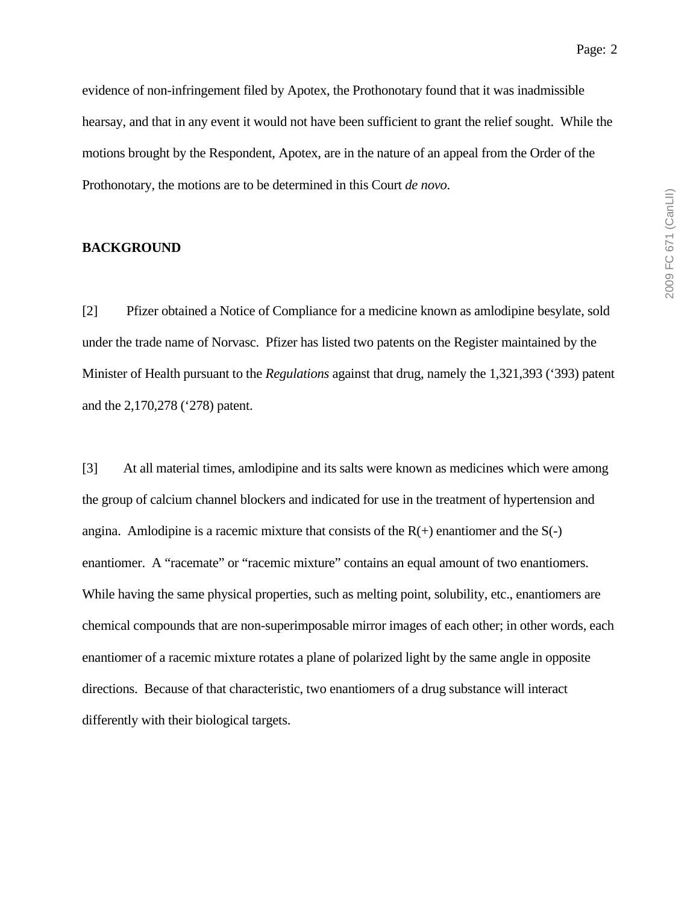evidence of non-infringement filed by Apotex, the Prothonotary found that it was inadmissible hearsay, and that in any event it would not have been sufficient to grant the relief sought. While the motions brought by the Respondent, Apotex, are in the nature of an appeal from the Order of the Prothonotary, the motions are to be determined in this Court *de novo*.

**BACKGROUND**

[2] Pfizer obtained a Notice of Compliance for a medicine known as amlodipine besylate, sold under the trade name of Norvasc. Pfizer has listed two patents on the Register maintained by the Minister of Health pursuant to the *Regulations* against that drug, namely the 1,321,393 ('393) patent and the 2,170,278 ('278) patent.

[3] At all material times, amlodipine and its salts were known as medicines which were among the group of calcium channel blockers and indicated for use in the treatment of hypertension and angina. Amlodipine is a racemic mixture that consists of the R(+) enantiomer and the S(-) enantiomer. A "racemate" or "racemic mixture" contains an equal amount of two enantiomers. While having the same physical properties, such as melting point, solubility, etc., enantiomers are chemical compounds that are non-superimposable mirror images of each other; in other words, each enantiomer of a racemic mixture rotates a plane of polarized light by the same angle in opposite directions. Because of that characteristic, two enantiomers of a drug substance will interact differently with their biological targets.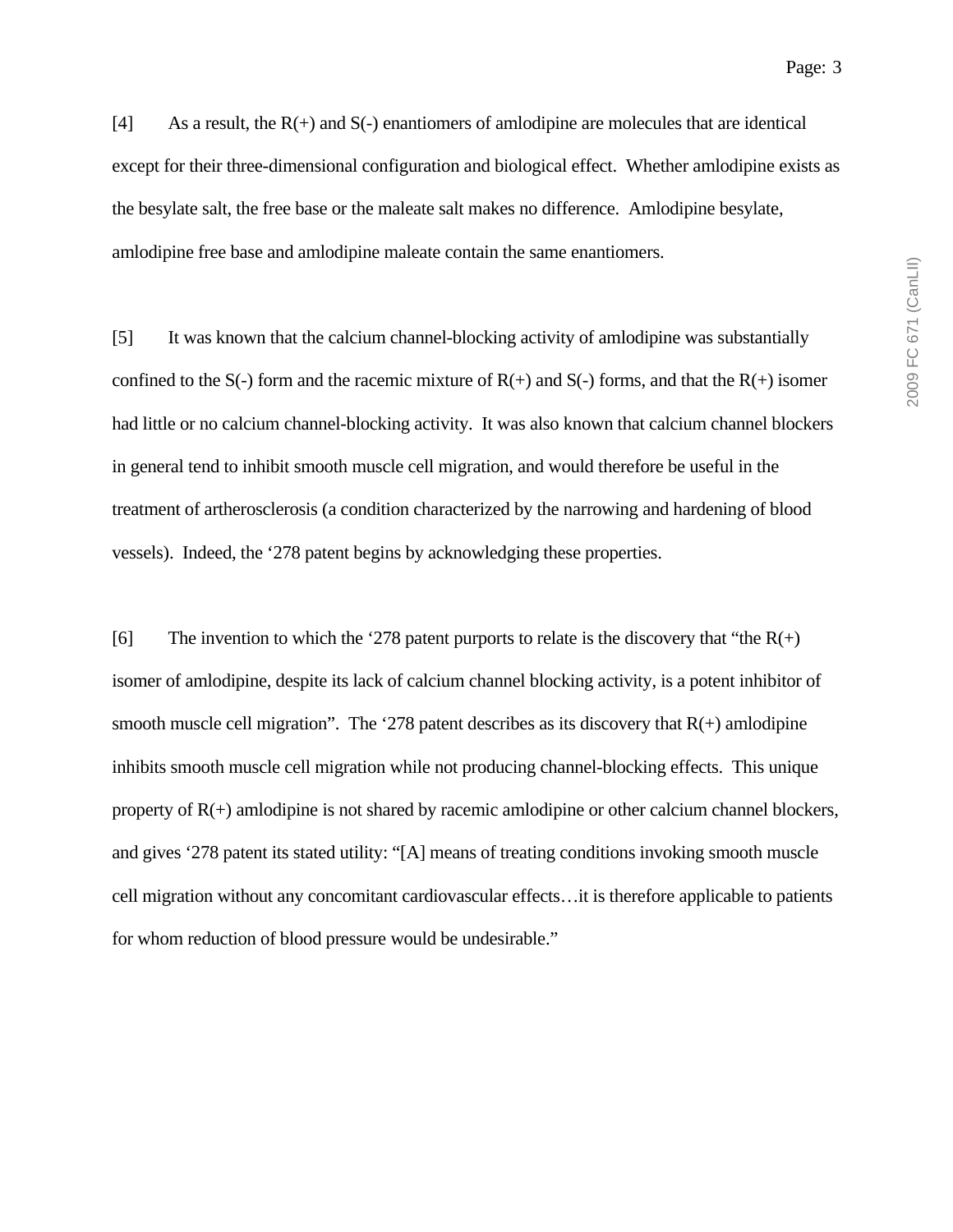[4] As a result, the R(+) and S(-) enantiomers of amlodipine are molecules that are identical except for their three-dimensional configuration and biological effect. Whether amlodipine exists as the besylate salt, the free base or the maleate salt makes no difference. Amlodipine besylate, amlodipine free base and amlodipine maleate contain the same enantiomers.

[5] It was known that the calcium channel-blocking activity of amlodipine was substantially confined to the S(-) form and the racemic mixture of R(+) and S(-) forms, and that the R(+) isomer had little or no calcium channel-blocking activity. It was also known that calcium channel blockers in general tend to inhibit smooth muscle cell migration, and would therefore be useful in the treatment of artherosclerosis (a condition characterized by the narrowing and hardening of blood vessels). Indeed, the ‘278 patent begins by acknowledging these properties.

[6] The invention to which the ‘278 patent purports to relate is the discovery that “the R(+) isomer of amlodipine, despite its lack of calcium channel blocking activity, is a potent inhibitor of smooth muscle cell migration”. The ‘278 patent describes as its discovery that R(+) amlodipine inhibits smooth muscle cell migration while not producing channel-blocking effects. This unique property of R(+) amlodipine is not shared by racemic amlodipine or other calcium channel blockers, and gives ‘278 patent its stated utility: “[A] means of treating conditions invoking smooth muscle cell migration without any concomitant cardiovascular effects…it is therefore applicable to patients for whom reduction of blood pressure would be undesirable.”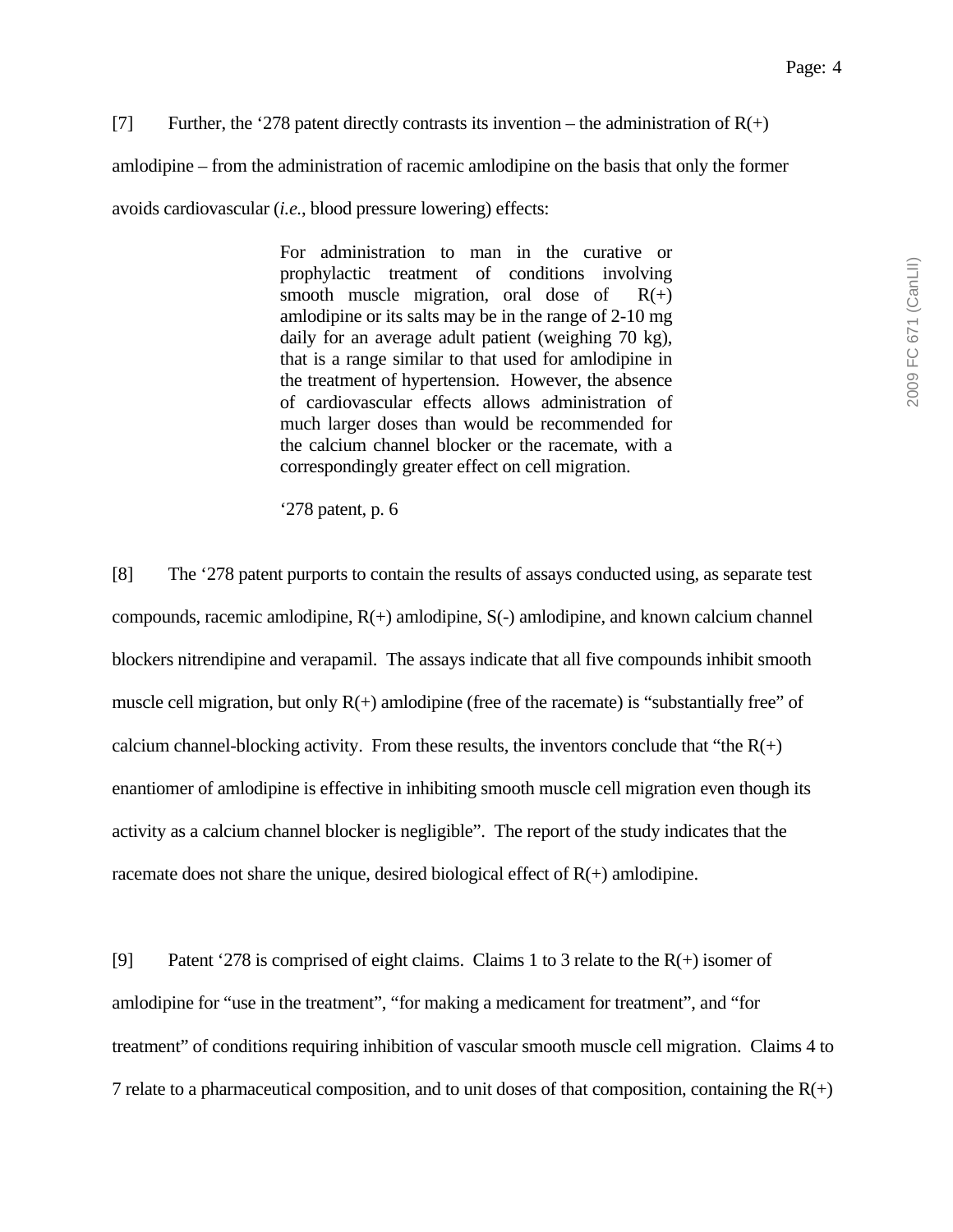[7] Further, the ‘278 patent directly contrasts its invention – the administration of R(+) amlodipine – from the administration of racemic amlodipine on the basis that only the former avoids cardiovascular (*i.e.*, blood pressure lowering) effects:

> For administration to man in the curative or prophylactic treatment of conditions involving smooth muscle migration, oral dose of R(+) amlodipine or its salts may be in the range of 2-10 mg daily for an average adult patient (weighing 70 kg), that is a range similar to that used for amlodipine in the treatment of hypertension. However, the absence of cardiovascular effects allows administration of much larger doses than would be recommended for the calcium channel blocker or the racemate, with a correspondingly greater effect on cell migration.
>
> ‘278 patent, p. 6

[8] The ‘278 patent purports to contain the results of assays conducted using, as separate test compounds, racemic amlodipine, R(+) amlodipine, S(-) amlodipine, and known calcium channel blockers nitrendipine and verapamil. The assays indicate that all five compounds inhibit smooth muscle cell migration, but only R(+) amlodipine (free of the racemate) is “substantially free” of calcium channel-blocking activity. From these results, the inventors conclude that “the R(+) enantiomer of amlodipine is effective in inhibiting smooth muscle cell migration even though its activity as a calcium channel blocker is negligible”. The report of the study indicates that the racemate does not share the unique, desired biological effect of R(+) amlodipine.

[9] Patent ‘278 is comprised of eight claims. Claims 1 to 3 relate to the R(+) isomer of amlodipine for “use in the treatment”, “for making a medicament for treatment”, and “for treatment” of conditions requiring inhibition of vascular smooth muscle cell migration. Claims 4 to 7 relate to a pharmaceutical composition, and to unit doses of that composition, containing the R(+)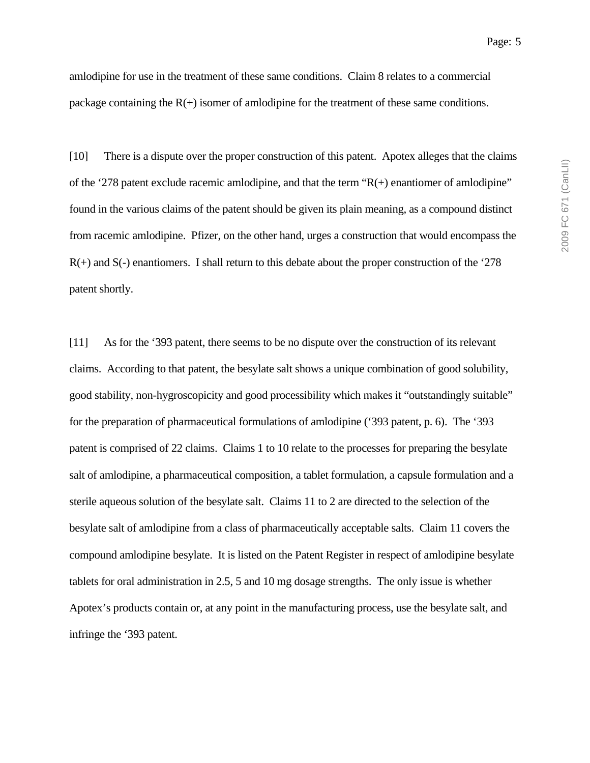amlodipine for use in the treatment of these same conditions. Claim 8 relates to a commercial package containing the R(+) isomer of amlodipine for the treatment of these same conditions.

[10] There is a dispute over the proper construction of this patent. Apotex alleges that the claims of the '278 patent exclude racemic amlodipine, and that the term "R(+) enantiomer of amlodipine" found in the various claims of the patent should be given its plain meaning, as a compound distinct from racemic amlodipine. Pfizer, on the other hand, urges a construction that would encompass the R(+) and S(-) enantiomers. I shall return to this debate about the proper construction of the '278 patent shortly.

[11] As for the '393 patent, there seems to be no dispute over the construction of its relevant claims. According to that patent, the besylate salt shows a unique combination of good solubility, good stability, non-hygroscopicity and good processibility which makes it "outstandingly suitable" for the preparation of pharmaceutical formulations of amlodipine ('393 patent, p. 6). The '393 patent is comprised of 22 claims. Claims 1 to 10 relate to the processes for preparing the besylate salt of amlodipine, a pharmaceutical composition, a tablet formulation, a capsule formulation and a sterile aqueous solution of the besylate salt. Claims 11 to 2 are directed to the selection of the besylate salt of amlodipine from a class of pharmaceutically acceptable salts. Claim 11 covers the compound amlodipine besylate. It is listed on the Patent Register in respect of amlodipine besylate tablets for oral administration in 2.5, 5 and 10 mg dosage strengths. The only issue is whether Apotex's products contain or, at any point in the manufacturing process, use the besylate salt, and infringe the '393 patent.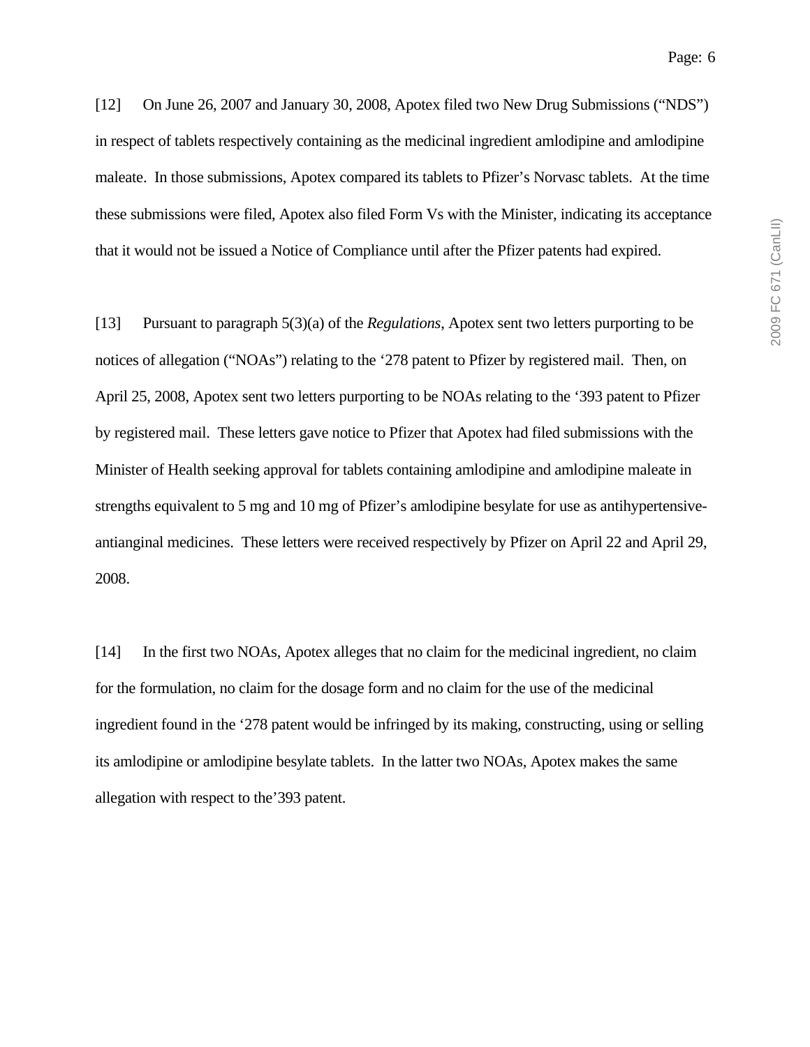[12] On June 26, 2007 and January 30, 2008, Apotex filed two New Drug Submissions ("NDS") in respect of tablets respectively containing as the medicinal ingredient amlodipine and amlodipine maleate. In those submissions, Apotex compared its tablets to Pfizer's Norvasc tablets. At the time these submissions were filed, Apotex also filed Form Vs with the Minister, indicating its acceptance that it would not be issued a Notice of Compliance until after the Pfizer patents had expired.

[13] Pursuant to paragraph 5(3)(a) of the *Regulations*, Apotex sent two letters purporting to be notices of allegation ("NOAs") relating to the '278 patent to Pfizer by registered mail. Then, on April 25, 2008, Apotex sent two letters purporting to be NOAs relating to the '393 patent to Pfizer by registered mail. These letters gave notice to Pfizer that Apotex had filed submissions with the Minister of Health seeking approval for tablets containing amlodipine and amlodipine maleate in strengths equivalent to 5 mg and 10 mg of Pfizer's amlodipine besylate for use as antihypertensive-antianginal medicines. These letters were received respectively by Pfizer on April 22 and April 29, 2008.

[14] In the first two NOAs, Apotex alleges that no claim for the medicinal ingredient, no claim for the formulation, no claim for the dosage form and no claim for the use of the medicinal ingredient found in the '278 patent would be infringed by its making, constructing, using or selling its amlodipine or amlodipine besylate tablets. In the latter two NOAs, Apotex makes the same allegation with respect to the'393 patent.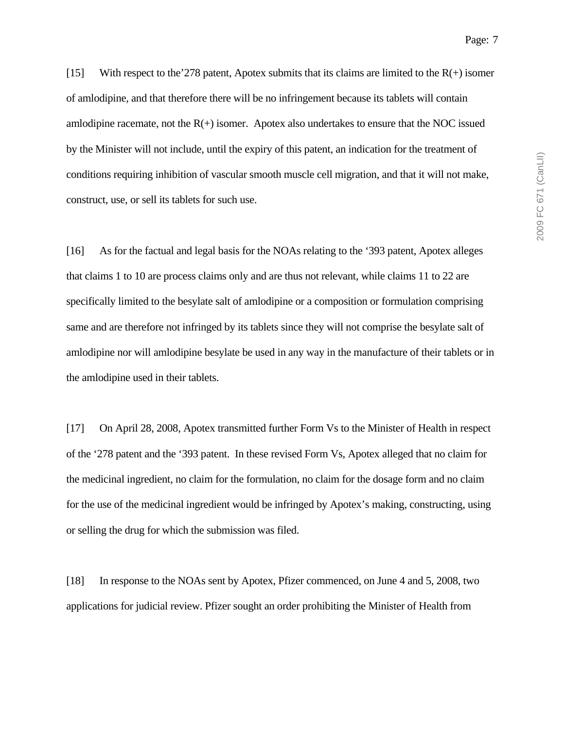[15] With respect to the'278 patent, Apotex submits that its claims are limited to the R(+) isomer of amlodipine, and that therefore there will be no infringement because its tablets will contain amlodipine racemate, not the R(+) isomer. Apotex also undertakes to ensure that the NOC issued by the Minister will not include, until the expiry of this patent, an indication for the treatment of conditions requiring inhibition of vascular smooth muscle cell migration, and that it will not make, construct, use, or sell its tablets for such use.

[16] As for the factual and legal basis for the NOAs relating to the '393 patent, Apotex alleges that claims 1 to 10 are process claims only and are thus not relevant, while claims 11 to 22 are specifically limited to the besylate salt of amlodipine or a composition or formulation comprising same and are therefore not infringed by its tablets since they will not comprise the besylate salt of amlodipine nor will amlodipine besylate be used in any way in the manufacture of their tablets or in the amlodipine used in their tablets.

[17] On April 28, 2008, Apotex transmitted further Form Vs to the Minister of Health in respect of the '278 patent and the '393 patent. In these revised Form Vs, Apotex alleged that no claim for the medicinal ingredient, no claim for the formulation, no claim for the dosage form and no claim for the use of the medicinal ingredient would be infringed by Apotex's making, constructing, using or selling the drug for which the submission was filed.

[18] In response to the NOAs sent by Apotex, Pfizer commenced, on June 4 and 5, 2008, two applications for judicial review. Pfizer sought an order prohibiting the Minister of Health from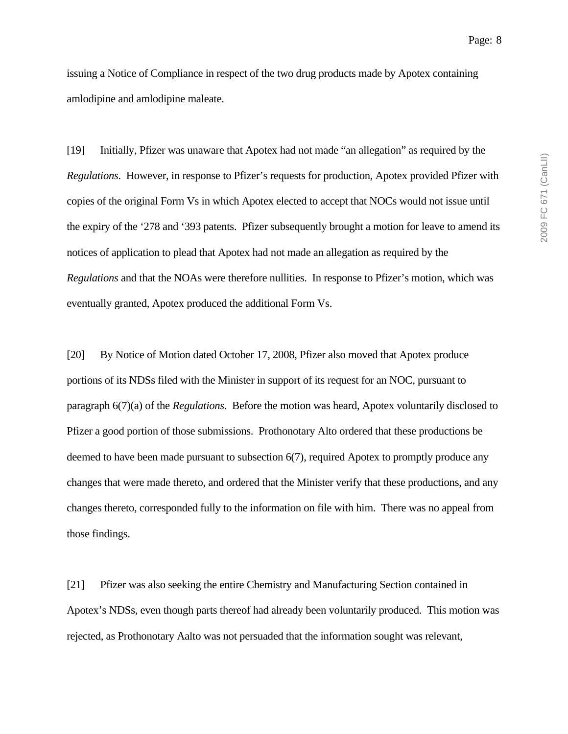issuing a Notice of Compliance in respect of the two drug products made by Apotex containing amlodipine and amlodipine maleate.

[19] Initially, Pfizer was unaware that Apotex had not made "an allegation" as required by the *Regulations*. However, in response to Pfizer's requests for production, Apotex provided Pfizer with copies of the original Form Vs in which Apotex elected to accept that NOCs would not issue until the expiry of the '278 and '393 patents. Pfizer subsequently brought a motion for leave to amend its notices of application to plead that Apotex had not made an allegation as required by the *Regulations* and that the NOAs were therefore nullities. In response to Pfizer's motion, which was eventually granted, Apotex produced the additional Form Vs.

[20] By Notice of Motion dated October 17, 2008, Pfizer also moved that Apotex produce portions of its NDSs filed with the Minister in support of its request for an NOC, pursuant to paragraph 6(7)(a) of the *Regulations*. Before the motion was heard, Apotex voluntarily disclosed to Pfizer a good portion of those submissions. Prothonotary Alto ordered that these productions be deemed to have been made pursuant to subsection 6(7), required Apotex to promptly produce any changes that were made thereto, and ordered that the Minister verify that these productions, and any changes thereto, corresponded fully to the information on file with him. There was no appeal from those findings.

[21] Pfizer was also seeking the entire Chemistry and Manufacturing Section contained in Apotex's NDSs, even though parts thereof had already been voluntarily produced. This motion was rejected, as Prothonotary Aalto was not persuaded that the information sought was relevant,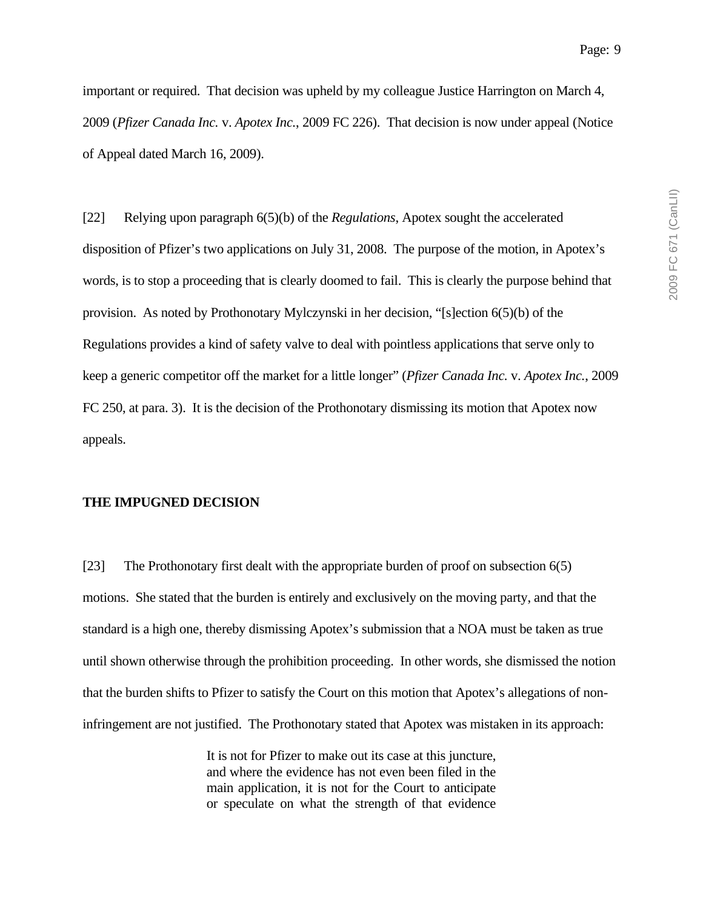important or required. That decision was upheld by my colleague Justice Harrington on March 4, 2009 (*Pfizer Canada Inc.* v. *Apotex Inc.*, 2009 FC 226). That decision is now under appeal (Notice of Appeal dated March 16, 2009).

[22] Relying upon paragraph 6(5)(b) of the *Regulations*, Apotex sought the accelerated disposition of Pfizer's two applications on July 31, 2008. The purpose of the motion, in Apotex's words, is to stop a proceeding that is clearly doomed to fail. This is clearly the purpose behind that provision. As noted by Prothonotary Mylczynski in her decision, "[s]ection 6(5)(b) of the Regulations provides a kind of safety valve to deal with pointless applications that serve only to keep a generic competitor off the market for a little longer" (*Pfizer Canada Inc.* v. *Apotex Inc.*, 2009 FC 250, at para. 3). It is the decision of the Prothonotary dismissing its motion that Apotex now appeals.

**THE IMPUGNED DECISION**

[23] The Prothonotary first dealt with the appropriate burden of proof on subsection 6(5) motions. She stated that the burden is entirely and exclusively on the moving party, and that the standard is a high one, thereby dismissing Apotex's submission that a NOA must be taken as true until shown otherwise through the prohibition proceeding. In other words, she dismissed the notion that the burden shifts to Pfizer to satisfy the Court on this motion that Apotex's allegations of non-infringement are not justified. The Prothonotary stated that Apotex was mistaken in its approach:

> It is not for Pfizer to make out its case at this juncture, and where the evidence has not even been filed in the main application, it is not for the Court to anticipate or speculate on what the strength of that evidence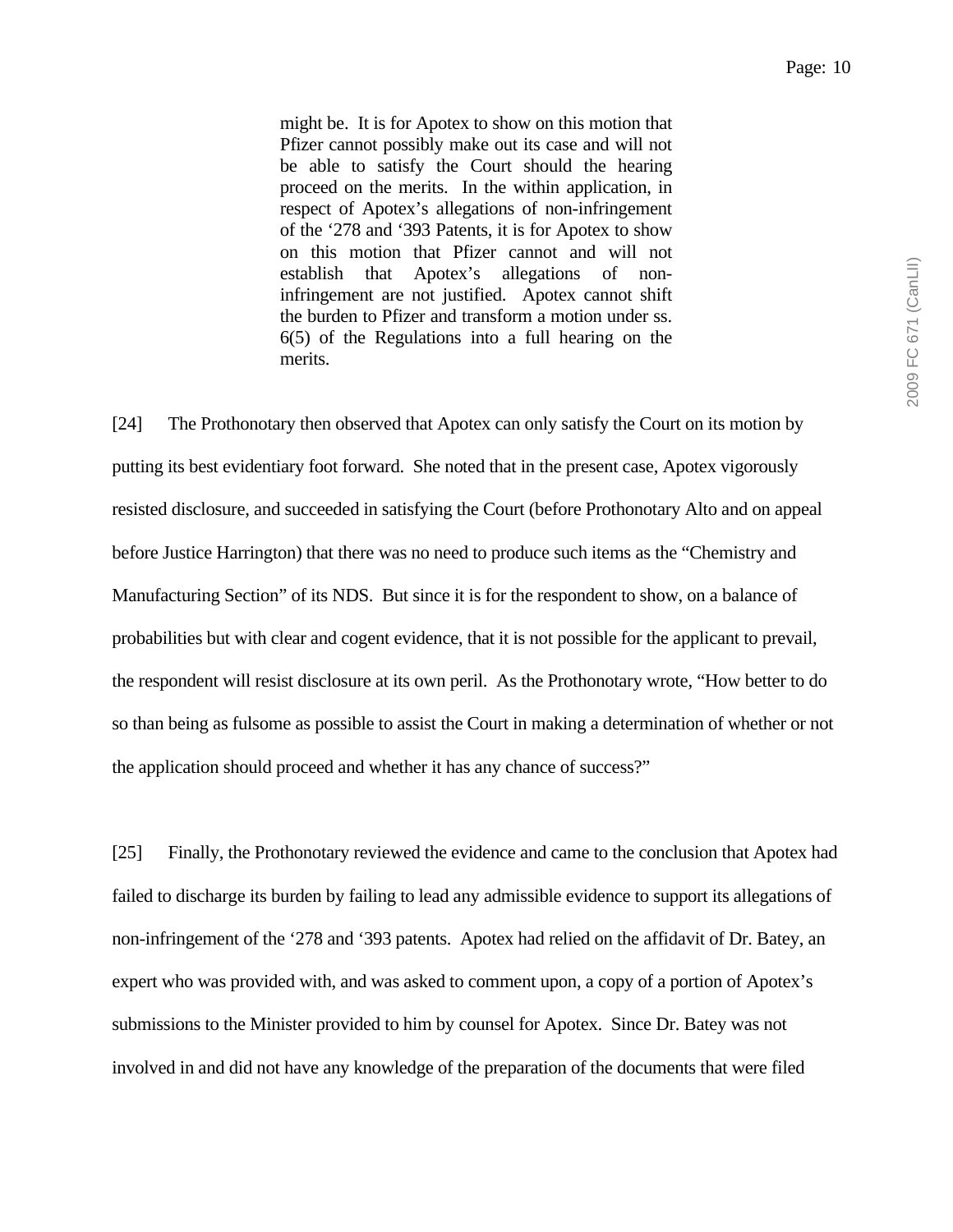> might be. It is for Apotex to show on this motion that Pfizer cannot possibly make out its case and will not be able to satisfy the Court should the hearing proceed on the merits. In the within application, in respect of Apotex's allegations of non-infringement of the '278 and '393 Patents, it is for Apotex to show on this motion that Pfizer cannot and will not establish that Apotex's allegations of non-infringement are not justified. Apotex cannot shift the burden to Pfizer and transform a motion under ss. 6(5) of the Regulations into a full hearing on the merits.

[24] The Prothonotary then observed that Apotex can only satisfy the Court on its motion by putting its best evidentiary foot forward. She noted that in the present case, Apotex vigorously resisted disclosure, and succeeded in satisfying the Court (before Prothonotary Alto and on appeal before Justice Harrington) that there was no need to produce such items as the "Chemistry and Manufacturing Section" of its NDS. But since it is for the respondent to show, on a balance of probabilities but with clear and cogent evidence, that it is not possible for the applicant to prevail, the respondent will resist disclosure at its own peril. As the Prothonotary wrote, "How better to do so than being as fulsome as possible to assist the Court in making a determination of whether or not the application should proceed and whether it has any chance of success?"

[25] Finally, the Prothonotary reviewed the evidence and came to the conclusion that Apotex had failed to discharge its burden by failing to lead any admissible evidence to support its allegations of non-infringement of the '278 and '393 patents. Apotex had relied on the affidavit of Dr. Batey, an expert who was provided with, and was asked to comment upon, a copy of a portion of Apotex's submissions to the Minister provided to him by counsel for Apotex. Since Dr. Batey was not involved in and did not have any knowledge of the preparation of the documents that were filed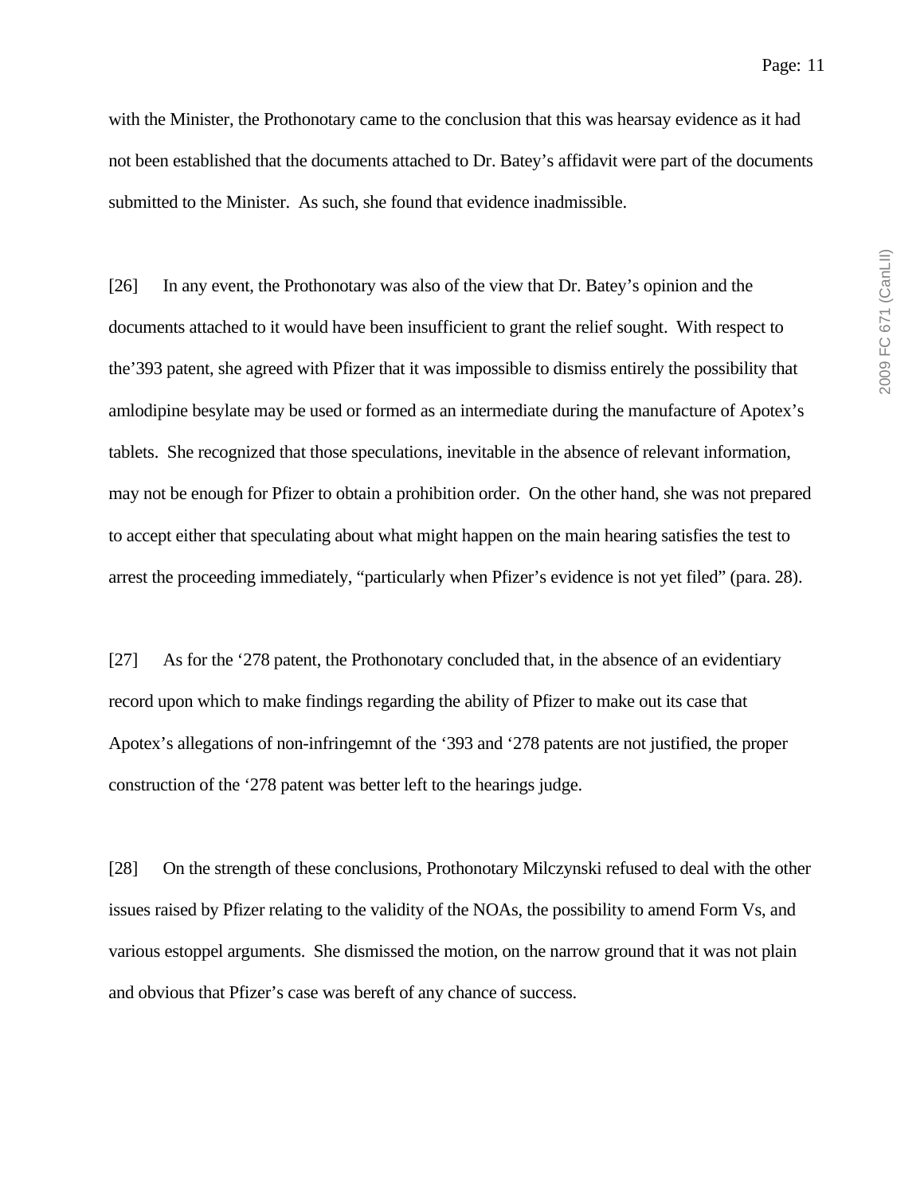with the Minister, the Prothonotary came to the conclusion that this was hearsay evidence as it had not been established that the documents attached to Dr. Batey's affidavit were part of the documents submitted to the Minister. As such, she found that evidence inadmissible.

[26] In any event, the Prothonotary was also of the view that Dr. Batey's opinion and the documents attached to it would have been insufficient to grant the relief sought. With respect to the'393 patent, she agreed with Pfizer that it was impossible to dismiss entirely the possibility that amlodipine besylate may be used or formed as an intermediate during the manufacture of Apotex's tablets. She recognized that those speculations, inevitable in the absence of relevant information, may not be enough for Pfizer to obtain a prohibition order. On the other hand, she was not prepared to accept either that speculating about what might happen on the main hearing satisfies the test to arrest the proceeding immediately, "particularly when Pfizer's evidence is not yet filed" (para. 28).

[27] As for the '278 patent, the Prothonotary concluded that, in the absence of an evidentiary record upon which to make findings regarding the ability of Pfizer to make out its case that Apotex's allegations of non-infringemnt of the '393 and '278 patents are not justified, the proper construction of the '278 patent was better left to the hearings judge.

[28] On the strength of these conclusions, Prothonotary Milczynski refused to deal with the other issues raised by Pfizer relating to the validity of the NOAs, the possibility to amend Form Vs, and various estoppel arguments. She dismissed the motion, on the narrow ground that it was not plain and obvious that Pfizer's case was bereft of any chance of success.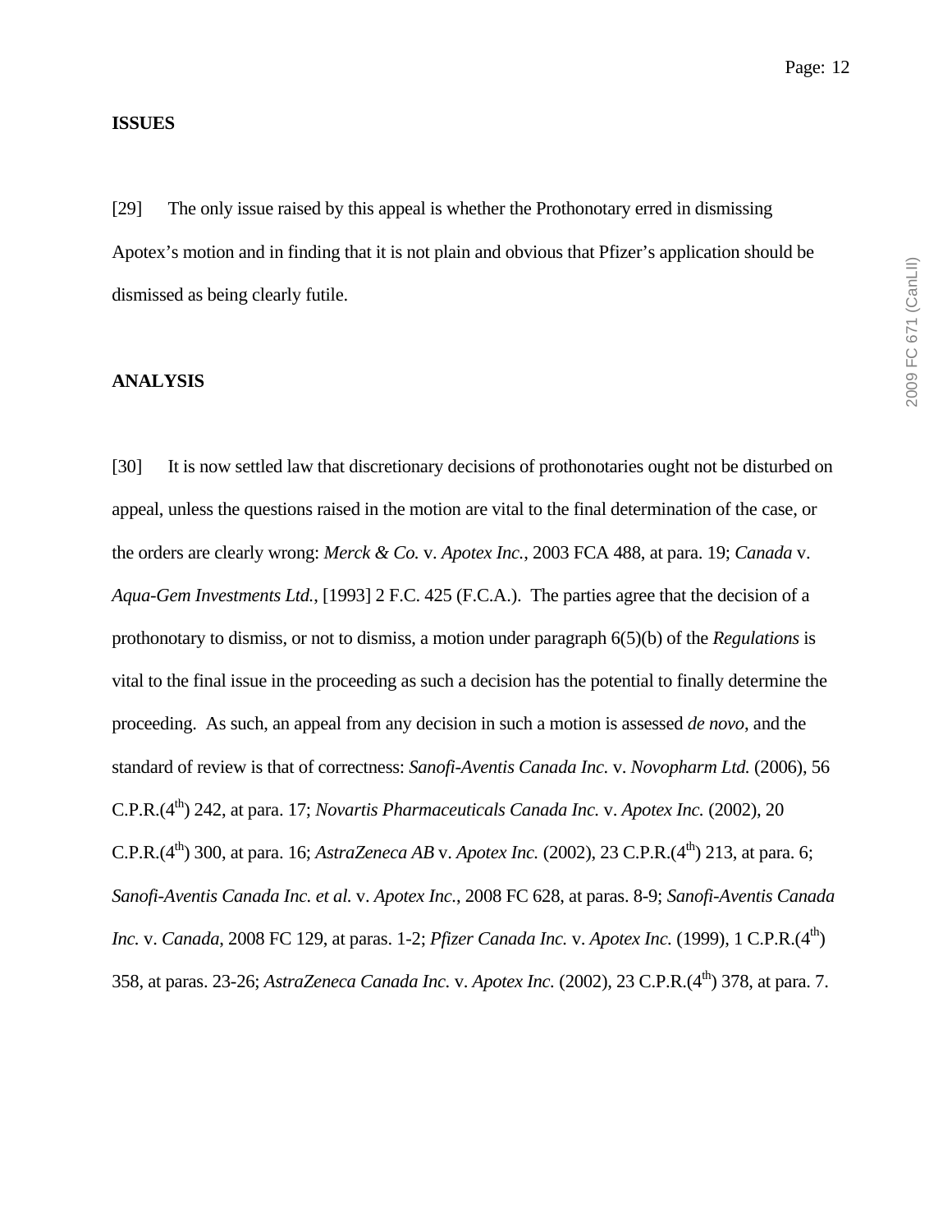**ISSUES**

[29] The only issue raised by this appeal is whether the Prothonotary erred in dismissing Apotex's motion and in finding that it is not plain and obvious that Pfizer's application should be dismissed as being clearly futile.

**ANALYSIS**

[30] It is now settled law that discretionary decisions of prothonotaries ought not be disturbed on appeal, unless the questions raised in the motion are vital to the final determination of the case, or the orders are clearly wrong: *Merck & Co.* v. *Apotex Inc.*, 2003 FCA 488, at para. 19; *Canada* v. *Aqua-Gem Investments Ltd.*, [1993] 2 F.C. 425 (F.C.A.). The parties agree that the decision of a prothonotary to dismiss, or not to dismiss, a motion under paragraph 6(5)(b) of the *Regulations* is vital to the final issue in the proceeding as such a decision has the potential to finally determine the proceeding. As such, an appeal from any decision in such a motion is assessed *de novo*, and the standard of review is that of correctness: *Sanofi-Aventis Canada Inc.* v. *Novopharm Ltd.* (2006), 56 C.P.R.(4th) 242, at para. 17; *Novartis Pharmaceuticals Canada Inc.* v. *Apotex Inc.* (2002), 20 C.P.R.(4th) 300, at para. 16; *AstraZeneca AB* v. *Apotex Inc.* (2002), 23 C.P.R.(4th) 213, at para. 6; *Sanofi-Aventis Canada Inc. et al.* v. *Apotex Inc.*, 2008 FC 628, at paras. 8-9; *Sanofi-Aventis Canada Inc.* v. *Canada*, 2008 FC 129, at paras. 1-2; *Pfizer Canada Inc.* v. *Apotex Inc.* (1999), 1 C.P.R.(4th) 358, at paras. 23-26; *AstraZeneca Canada Inc.* v. *Apotex Inc.* (2002), 23 C.P.R.(4th) 378, at para. 7.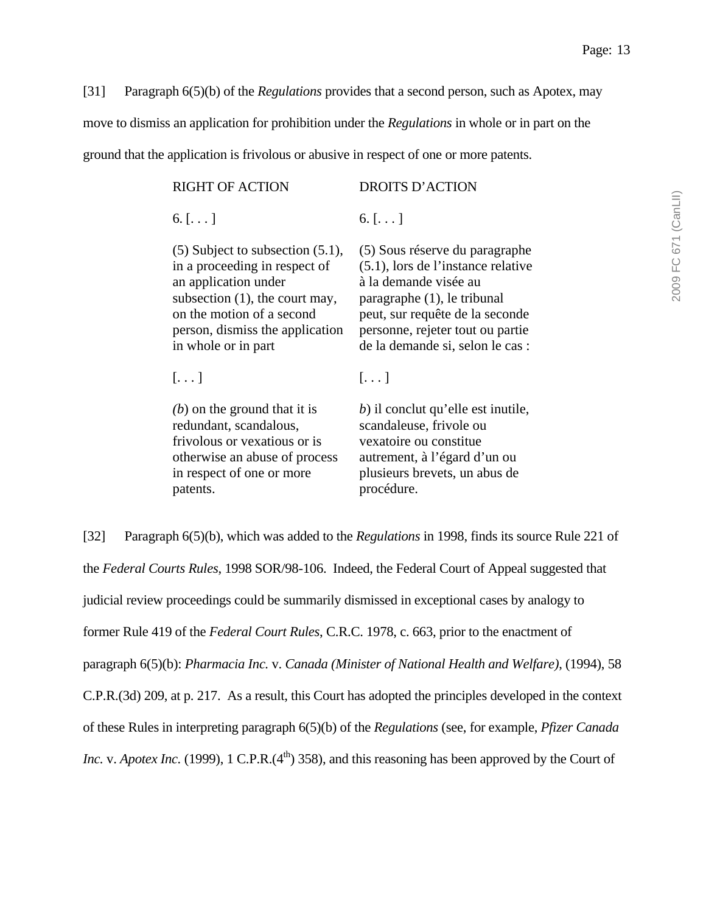[31] Paragraph 6(5)(b) of the *Regulations* provides that a second person, such as Apotex, may move to dismiss an application for prohibition under the *Regulations* in whole or in part on the ground that the application is frivolous or abusive in respect of one or more patents.

| RIGHT OF ACTION | DROITS D'ACTION |
|---|---|
| 6. [. . . ] | 6. [. . . ] |
| (5) Subject to subsection (5.1), in a proceeding in respect of an application under subsection (1), the court may, on the motion of a second person, dismiss the application in whole or in part | (5) Sous réserve du paragraphe (5.1), lors de l'instance relative à la demande visée au paragraphe (1), le tribunal peut, sur requête de la seconde personne, rejeter tout ou partie de la demande si, selon le cas : |
| [. . . ] | [. . . ] |
| *(b)* on the ground that it is redundant, scandalous, frivolous or vexatious or is otherwise an abuse of process in respect of one or more patents. | *b*) il conclut qu'elle est inutile, scandaleuse, frivole ou vexatoire ou constitue autrement, à l'égard d'un ou plusieurs brevets, un abus de procédure. |

[32] Paragraph 6(5)(b), which was added to the *Regulations* in 1998, finds its source Rule 221 of the *Federal Courts Rules*, 1998 SOR/98-106. Indeed, the Federal Court of Appeal suggested that judicial review proceedings could be summarily dismissed in exceptional cases by analogy to former Rule 419 of the *Federal Court Rules*, C.R.C. 1978, c. 663, prior to the enactment of paragraph 6(5)(b): *Pharmacia Inc.* v. *Canada (Minister of National Health and Welfare)*, (1994), 58 C.P.R.(3d) 209, at p. 217. As a result, this Court has adopted the principles developed in the context of these Rules in interpreting paragraph 6(5)(b) of the *Regulations* (see, for example, *Pfizer Canada Inc.* v. *Apotex Inc.* (1999), 1 C.P.R.(4th) 358), and this reasoning has been approved by the Court of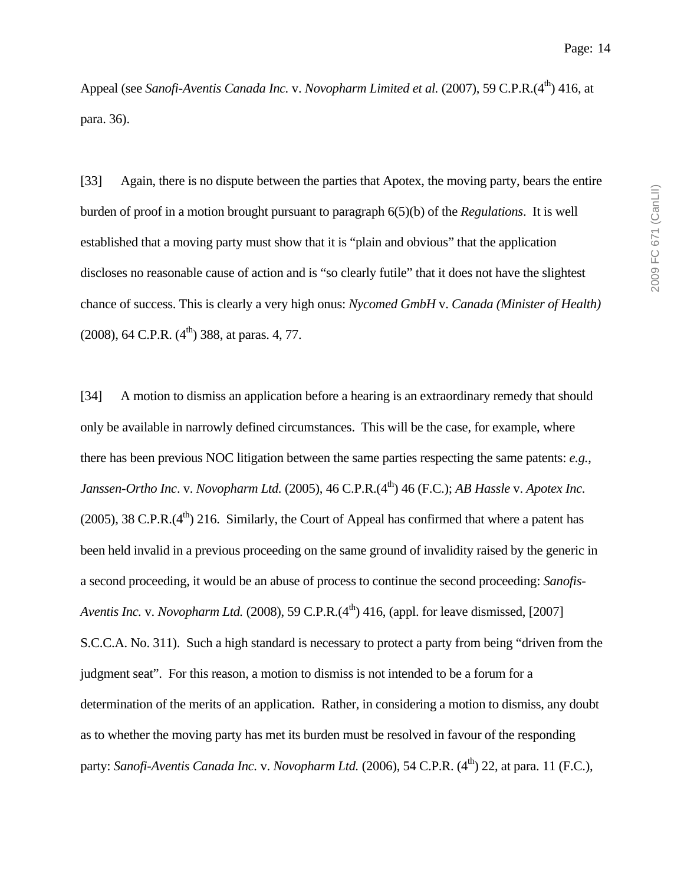Appeal (see *Sanofi-Aventis Canada Inc.* v. *Novopharm Limited et al.* (2007), 59 C.P.R.(4th) 416, at para. 36).

[33] Again, there is no dispute between the parties that Apotex, the moving party, bears the entire burden of proof in a motion brought pursuant to paragraph 6(5)(b) of the *Regulations*. It is well established that a moving party must show that it is "plain and obvious" that the application discloses no reasonable cause of action and is "so clearly futile" that it does not have the slightest chance of success. This is clearly a very high onus: *Nycomed GmbH* v. *Canada (Minister of Health)* (2008), 64 C.P.R. (4th) 388, at paras. 4, 77.

[34] A motion to dismiss an application before a hearing is an extraordinary remedy that should only be available in narrowly defined circumstances. This will be the case, for example, where there has been previous NOC litigation between the same parties respecting the same patents: *e.g.*, *Janssen-Ortho Inc*. v. *Novopharm Ltd.* (2005), 46 C.P.R.(4th) 46 (F.C.); *AB Hassle* v. *Apotex Inc.* (2005), 38 C.P.R.(4th) 216. Similarly, the Court of Appeal has confirmed that where a patent has been held invalid in a previous proceeding on the same ground of invalidity raised by the generic in a second proceeding, it would be an abuse of process to continue the second proceeding: *Sanofis-Aventis Inc.* v. *Novopharm Ltd.* (2008), 59 C.P.R.(4th) 416, (appl. for leave dismissed, [2007] S.C.C.A. No. 311). Such a high standard is necessary to protect a party from being "driven from the judgment seat". For this reason, a motion to dismiss is not intended to be a forum for a determination of the merits of an application. Rather, in considering a motion to dismiss, any doubt as to whether the moving party has met its burden must be resolved in favour of the responding party: *Sanofi-Aventis Canada Inc.* v. *Novopharm Ltd.* (2006), 54 C.P.R. (4th) 22, at para. 11 (F.C.),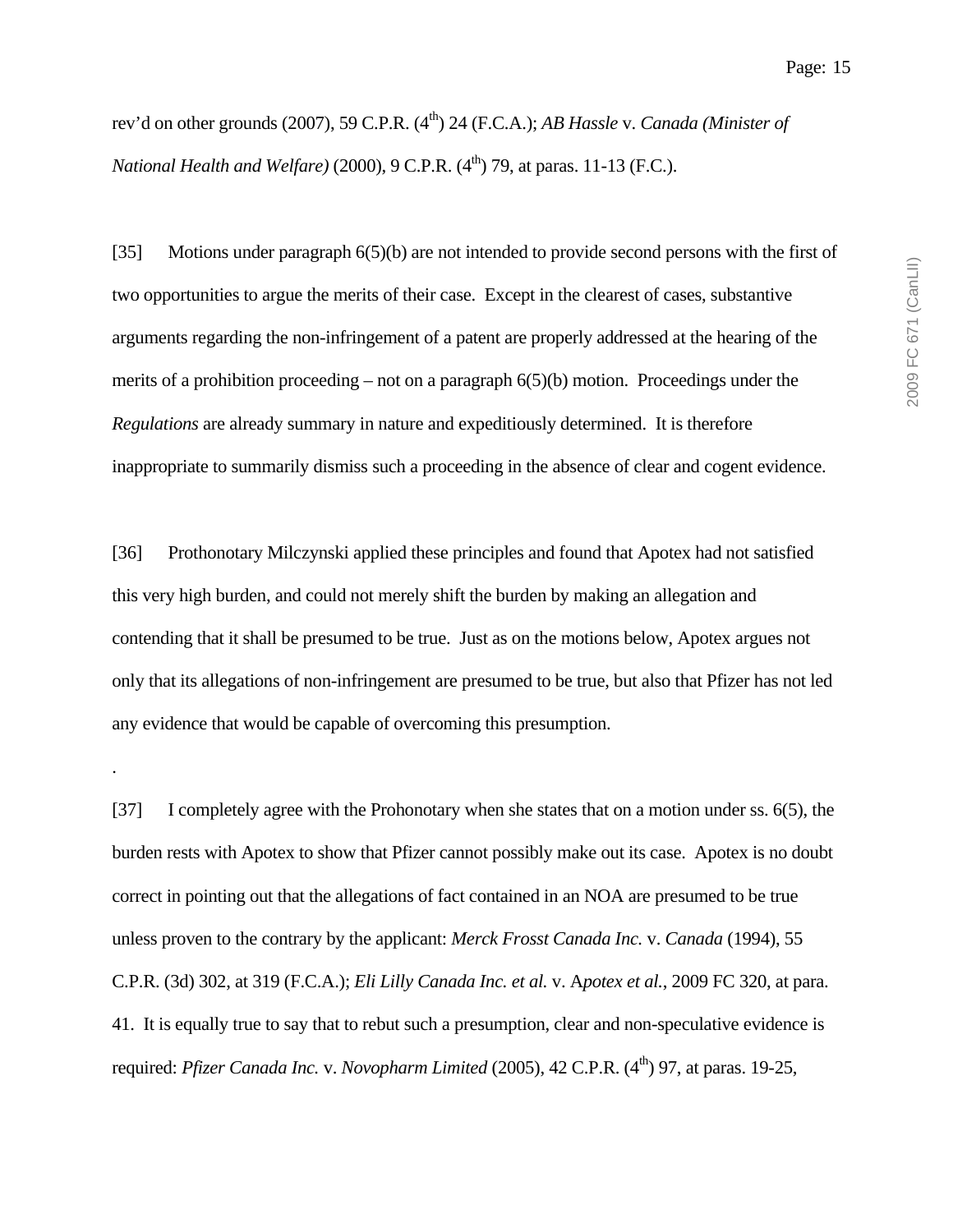rev'd on other grounds (2007), 59 C.P.R. (4th) 24 (F.C.A.); *AB Hassle* v. *Canada (Minister of National Health and Welfare)* (2000), 9 C.P.R. (4th) 79, at paras. 11-13 (F.C.).

[35] Motions under paragraph 6(5)(b) are not intended to provide second persons with the first of two opportunities to argue the merits of their case. Except in the clearest of cases, substantive arguments regarding the non-infringement of a patent are properly addressed at the hearing of the merits of a prohibition proceeding – not on a paragraph 6(5)(b) motion. Proceedings under the *Regulations* are already summary in nature and expeditiously determined. It is therefore inappropriate to summarily dismiss such a proceeding in the absence of clear and cogent evidence.

[36] Prothonotary Milczynski applied these principles and found that Apotex had not satisfied this very high burden, and could not merely shift the burden by making an allegation and contending that it shall be presumed to be true. Just as on the motions below, Apotex argues not only that its allegations of non-infringement are presumed to be true, but also that Pfizer has not led any evidence that would be capable of overcoming this presumption.

.

[37] I completely agree with the Prohonotary when she states that on a motion under ss. 6(5), the burden rests with Apotex to show that Pfizer cannot possibly make out its case. Apotex is no doubt correct in pointing out that the allegations of fact contained in an NOA are presumed to be true unless proven to the contrary by the applicant: *Merck Frosst Canada Inc.* v. *Canada* (1994), 55 C.P.R. (3d) 302, at 319 (F.C.A.); *Eli Lilly Canada Inc. et al.* v. A*potex et al.*, 2009 FC 320, at para. 41. It is equally true to say that to rebut such a presumption, clear and non-speculative evidence is required: *Pfizer Canada Inc.* v. *Novopharm Limited* (2005), 42 C.P.R. (4th) 97, at paras. 19-25,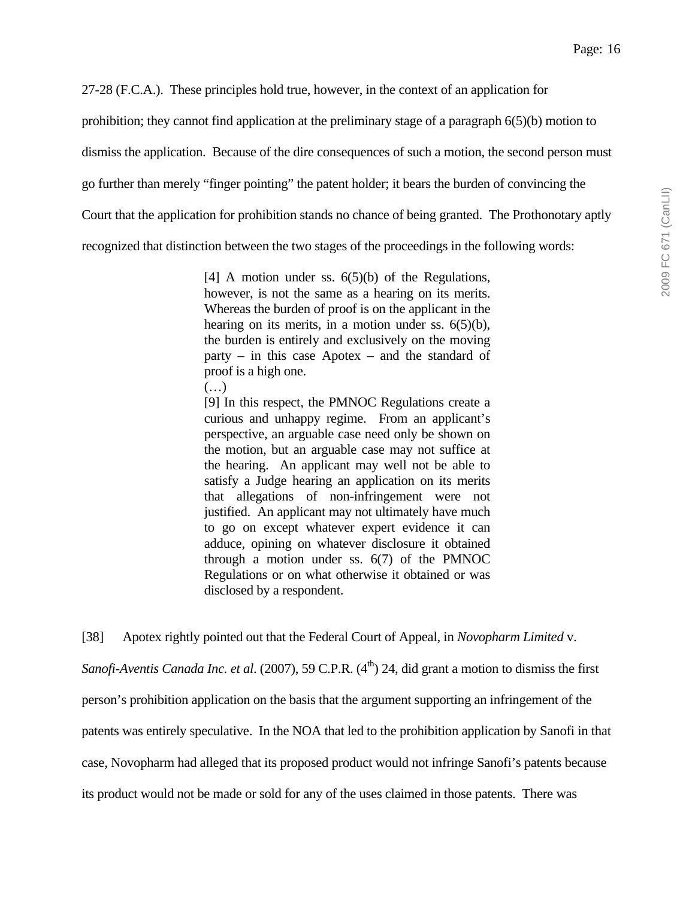27-28 (F.C.A.). These principles hold true, however, in the context of an application for prohibition; they cannot find application at the preliminary stage of a paragraph 6(5)(b) motion to dismiss the application. Because of the dire consequences of such a motion, the second person must go further than merely "finger pointing" the patent holder; it bears the burden of convincing the Court that the application for prohibition stands no chance of being granted. The Prothonotary aptly recognized that distinction between the two stages of the proceedings in the following words:

> [4] A motion under ss. 6(5)(b) of the Regulations, however, is not the same as a hearing on its merits. Whereas the burden of proof is on the applicant in the hearing on its merits, in a motion under ss. 6(5)(b), the burden is entirely and exclusively on the moving party – in this case Apotex – and the standard of proof is a high one.
>
> (…)
>
> [9] In this respect, the PMNOC Regulations create a curious and unhappy regime. From an applicant's perspective, an arguable case need only be shown on the motion, but an arguable case may not suffice at the hearing. An applicant may well not be able to satisfy a Judge hearing an application on its merits that allegations of non-infringement were not justified. An applicant may not ultimately have much to go on except whatever expert evidence it can adduce, opining on whatever disclosure it obtained through a motion under ss. 6(7) of the PMNOC Regulations or on what otherwise it obtained or was disclosed by a respondent.

[38] Apotex rightly pointed out that the Federal Court of Appeal, in *Novopharm Limited* v. *Sanofi-Aventis Canada Inc. et al*. (2007), 59 C.P.R. (4th) 24, did grant a motion to dismiss the first person's prohibition application on the basis that the argument supporting an infringement of the patents was entirely speculative. In the NOA that led to the prohibition application by Sanofi in that case, Novopharm had alleged that its proposed product would not infringe Sanofi's patents because its product would not be made or sold for any of the uses claimed in those patents. There was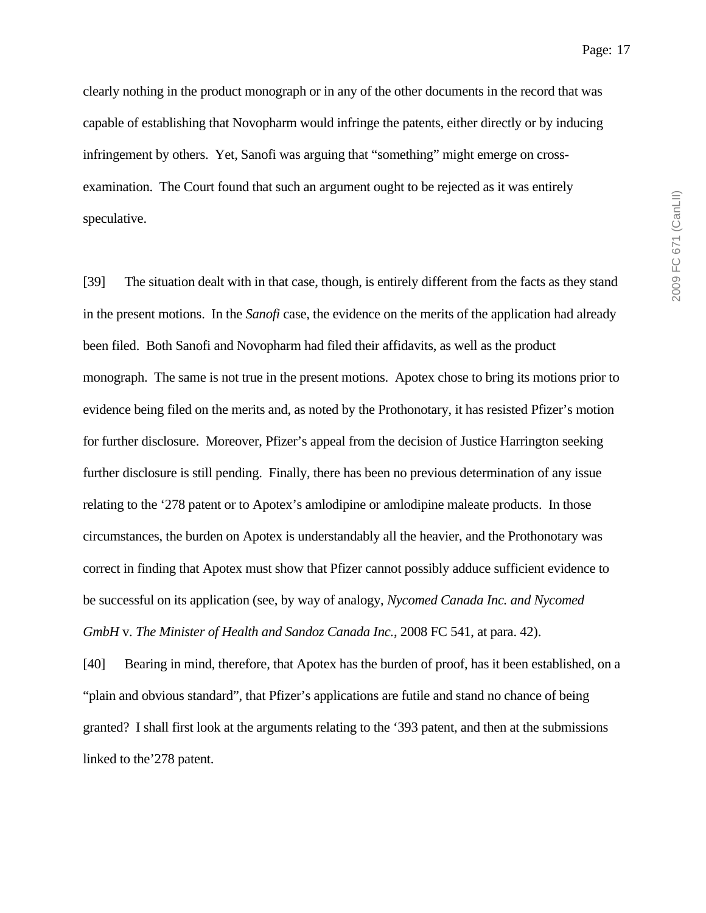clearly nothing in the product monograph or in any of the other documents in the record that was capable of establishing that Novopharm would infringe the patents, either directly or by inducing infringement by others. Yet, Sanofi was arguing that "something" might emerge on cross-examination. The Court found that such an argument ought to be rejected as it was entirely speculative.

[39] The situation dealt with in that case, though, is entirely different from the facts as they stand in the present motions. In the *Sanofi* case, the evidence on the merits of the application had already been filed. Both Sanofi and Novopharm had filed their affidavits, as well as the product monograph. The same is not true in the present motions. Apotex chose to bring its motions prior to evidence being filed on the merits and, as noted by the Prothonotary, it has resisted Pfizer's motion for further disclosure. Moreover, Pfizer's appeal from the decision of Justice Harrington seeking further disclosure is still pending. Finally, there has been no previous determination of any issue relating to the '278 patent or to Apotex's amlodipine or amlodipine maleate products. In those circumstances, the burden on Apotex is understandably all the heavier, and the Prothonotary was correct in finding that Apotex must show that Pfizer cannot possibly adduce sufficient evidence to be successful on its application (see, by way of analogy, *Nycomed Canada Inc. and Nycomed GmbH* v. *The Minister of Health and Sandoz Canada Inc.*, 2008 FC 541, at para. 42).

[40] Bearing in mind, therefore, that Apotex has the burden of proof, has it been established, on a "plain and obvious standard", that Pfizer's applications are futile and stand no chance of being granted? I shall first look at the arguments relating to the '393 patent, and then at the submissions linked to the'278 patent.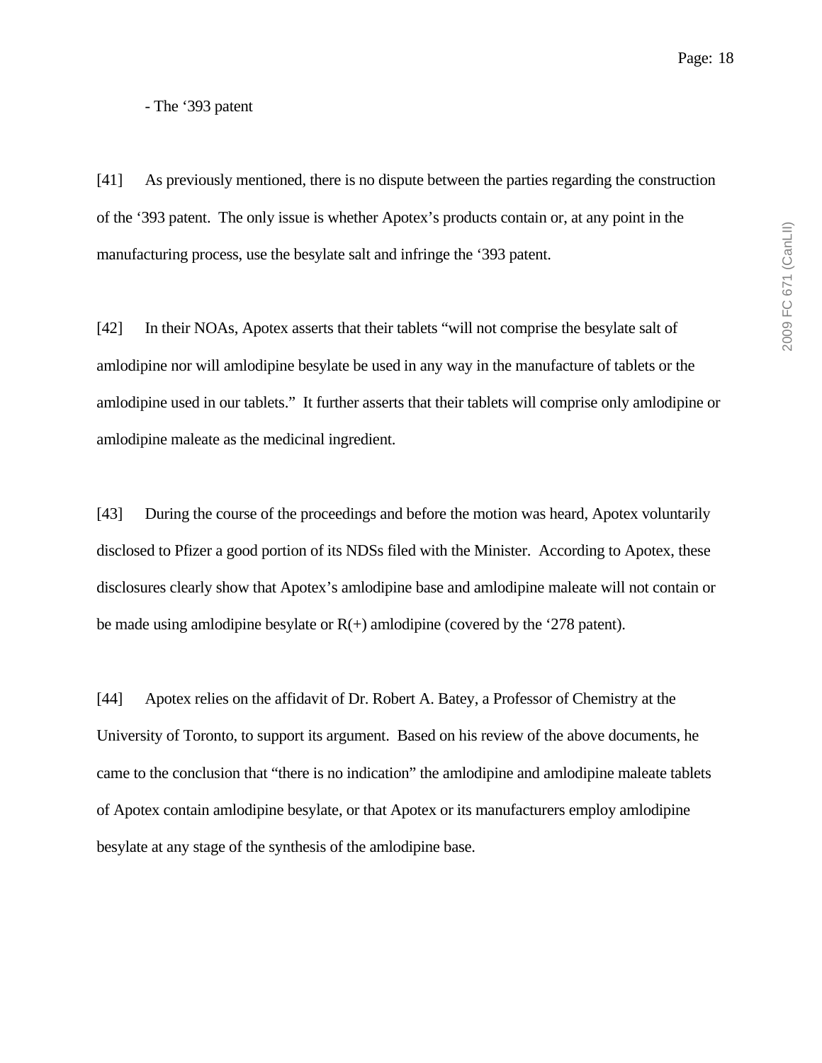- The ‘393 patent

[41] As previously mentioned, there is no dispute between the parties regarding the construction of the ‘393 patent. The only issue is whether Apotex’s products contain or, at any point in the manufacturing process, use the besylate salt and infringe the ‘393 patent.

[42] In their NOAs, Apotex asserts that their tablets “will not comprise the besylate salt of amlodipine nor will amlodipine besylate be used in any way in the manufacture of tablets or the amlodipine used in our tablets.” It further asserts that their tablets will comprise only amlodipine or amlodipine maleate as the medicinal ingredient.

[43] During the course of the proceedings and before the motion was heard, Apotex voluntarily disclosed to Pfizer a good portion of its NDSs filed with the Minister. According to Apotex, these disclosures clearly show that Apotex’s amlodipine base and amlodipine maleate will not contain or be made using amlodipine besylate or R(+) amlodipine (covered by the ‘278 patent).

[44] Apotex relies on the affidavit of Dr. Robert A. Batey, a Professor of Chemistry at the University of Toronto, to support its argument. Based on his review of the above documents, he came to the conclusion that “there is no indication” the amlodipine and amlodipine maleate tablets of Apotex contain amlodipine besylate, or that Apotex or its manufacturers employ amlodipine besylate at any stage of the synthesis of the amlodipine base.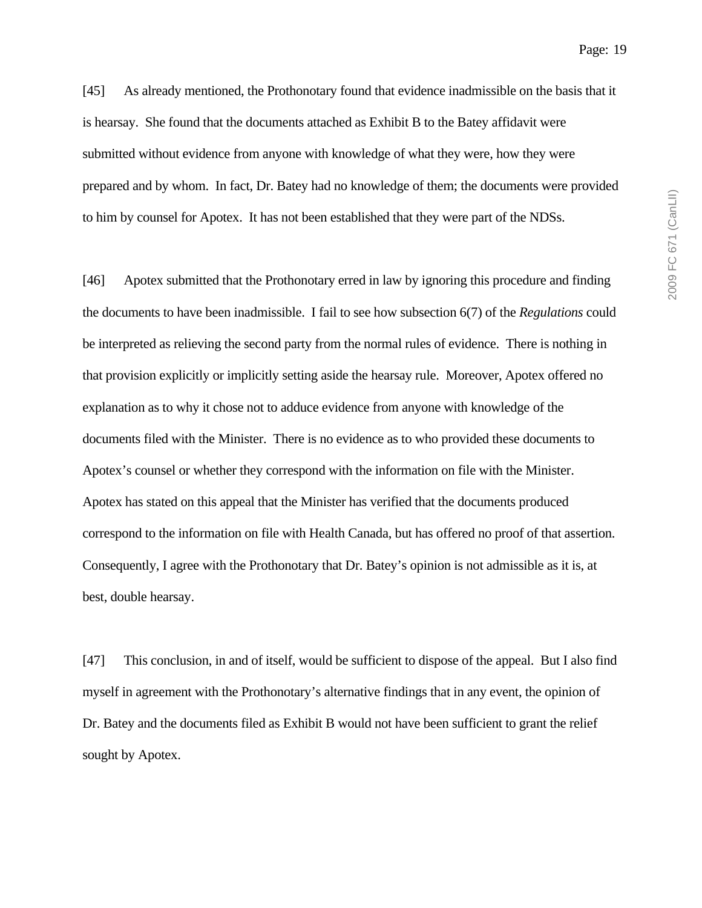[45] As already mentioned, the Prothonotary found that evidence inadmissible on the basis that it is hearsay. She found that the documents attached as Exhibit B to the Batey affidavit were submitted without evidence from anyone with knowledge of what they were, how they were prepared and by whom. In fact, Dr. Batey had no knowledge of them; the documents were provided to him by counsel for Apotex. It has not been established that they were part of the NDSs.

[46] Apotex submitted that the Prothonotary erred in law by ignoring this procedure and finding the documents to have been inadmissible. I fail to see how subsection 6(7) of the *Regulations* could be interpreted as relieving the second party from the normal rules of evidence. There is nothing in that provision explicitly or implicitly setting aside the hearsay rule. Moreover, Apotex offered no explanation as to why it chose not to adduce evidence from anyone with knowledge of the documents filed with the Minister. There is no evidence as to who provided these documents to Apotex's counsel or whether they correspond with the information on file with the Minister. Apotex has stated on this appeal that the Minister has verified that the documents produced correspond to the information on file with Health Canada, but has offered no proof of that assertion. Consequently, I agree with the Prothonotary that Dr. Batey's opinion is not admissible as it is, at best, double hearsay.

[47] This conclusion, in and of itself, would be sufficient to dispose of the appeal. But I also find myself in agreement with the Prothonotary's alternative findings that in any event, the opinion of Dr. Batey and the documents filed as Exhibit B would not have been sufficient to grant the relief sought by Apotex.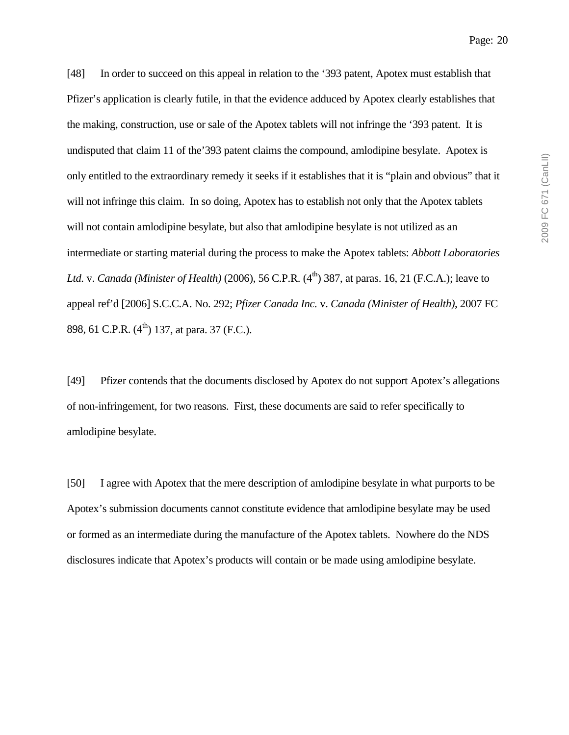[48] In order to succeed on this appeal in relation to the ‘393 patent, Apotex must establish that Pfizer’s application is clearly futile, in that the evidence adduced by Apotex clearly establishes that the making, construction, use or sale of the Apotex tablets will not infringe the ‘393 patent. It is undisputed that claim 11 of the’393 patent claims the compound, amlodipine besylate. Apotex is only entitled to the extraordinary remedy it seeks if it establishes that it is “plain and obvious” that it will not infringe this claim. In so doing, Apotex has to establish not only that the Apotex tablets will not contain amlodipine besylate, but also that amlodipine besylate is not utilized as an intermediate or starting material during the process to make the Apotex tablets: *Abbott Laboratories Ltd.* v. *Canada (Minister of Health)* (2006), 56 C.P.R. (4th) 387, at paras. 16, 21 (F.C.A.); leave to appeal ref’d [2006] S.C.C.A. No. 292; *Pfizer Canada Inc.* v. *Canada (Minister of Health)*, 2007 FC 898, 61 C.P.R. (4th) 137, at para. 37 (F.C.).

[49] Pfizer contends that the documents disclosed by Apotex do not support Apotex’s allegations of non-infringement, for two reasons. First, these documents are said to refer specifically to amlodipine besylate.

[50] I agree with Apotex that the mere description of amlodipine besylate in what purports to be Apotex’s submission documents cannot constitute evidence that amlodipine besylate may be used or formed as an intermediate during the manufacture of the Apotex tablets. Nowhere do the NDS disclosures indicate that Apotex’s products will contain or be made using amlodipine besylate.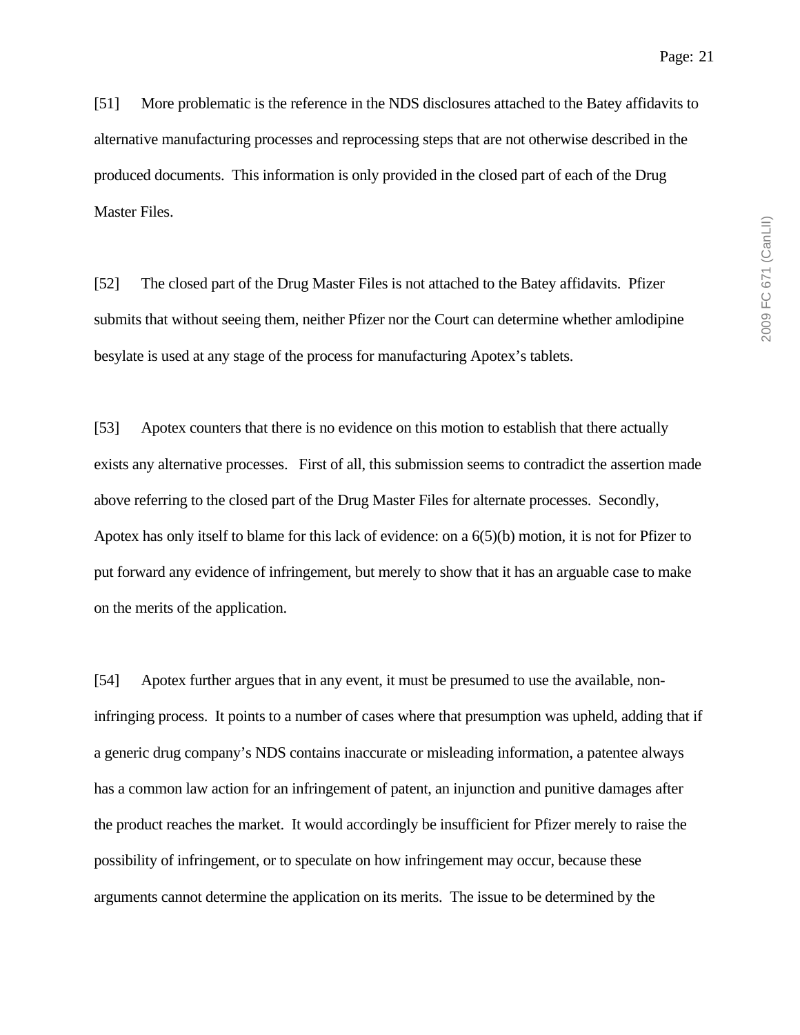[51] More problematic is the reference in the NDS disclosures attached to the Batey affidavits to alternative manufacturing processes and reprocessing steps that are not otherwise described in the produced documents. This information is only provided in the closed part of each of the Drug Master Files.

[52] The closed part of the Drug Master Files is not attached to the Batey affidavits. Pfizer submits that without seeing them, neither Pfizer nor the Court can determine whether amlodipine besylate is used at any stage of the process for manufacturing Apotex's tablets.

[53] Apotex counters that there is no evidence on this motion to establish that there actually exists any alternative processes. First of all, this submission seems to contradict the assertion made above referring to the closed part of the Drug Master Files for alternate processes. Secondly, Apotex has only itself to blame for this lack of evidence: on a 6(5)(b) motion, it is not for Pfizer to put forward any evidence of infringement, but merely to show that it has an arguable case to make on the merits of the application.

[54] Apotex further argues that in any event, it must be presumed to use the available, non-infringing process. It points to a number of cases where that presumption was upheld, adding that if a generic drug company's NDS contains inaccurate or misleading information, a patentee always has a common law action for an infringement of patent, an injunction and punitive damages after the product reaches the market. It would accordingly be insufficient for Pfizer merely to raise the possibility of infringement, or to speculate on how infringement may occur, because these arguments cannot determine the application on its merits. The issue to be determined by the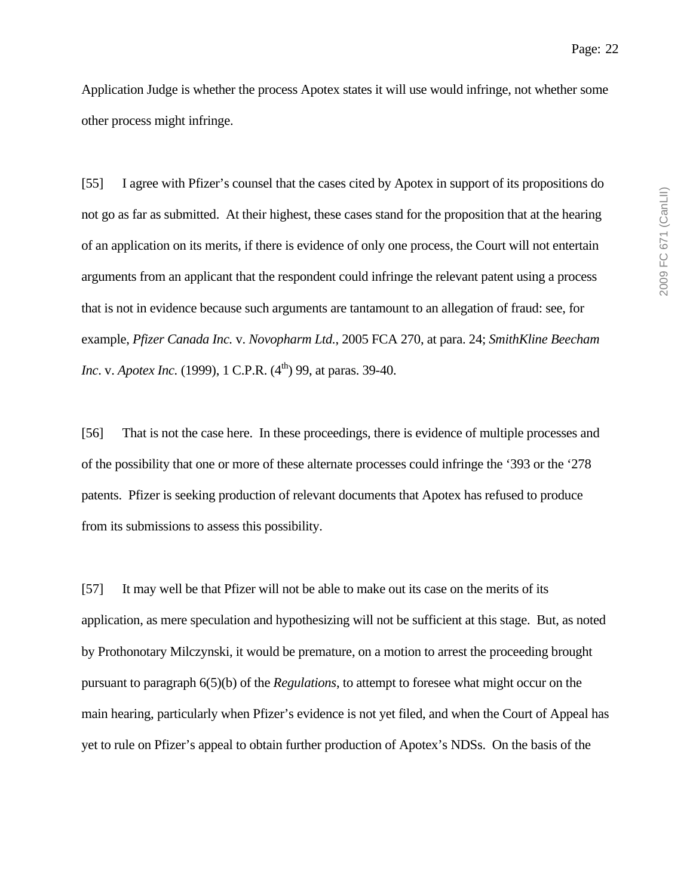Application Judge is whether the process Apotex states it will use would infringe, not whether some other process might infringe.

[55] I agree with Pfizer's counsel that the cases cited by Apotex in support of its propositions do not go as far as submitted. At their highest, these cases stand for the proposition that at the hearing of an application on its merits, if there is evidence of only one process, the Court will not entertain arguments from an applicant that the respondent could infringe the relevant patent using a process that is not in evidence because such arguments are tantamount to an allegation of fraud: see, for example, *Pfizer Canada Inc.* v. *Novopharm Ltd.*, 2005 FCA 270, at para. 24; *SmithKline Beecham Inc*. v. *Apotex Inc.* (1999), 1 C.P.R. (4th) 99, at paras. 39-40.

[56] That is not the case here. In these proceedings, there is evidence of multiple processes and of the possibility that one or more of these alternate processes could infringe the '393 or the '278 patents. Pfizer is seeking production of relevant documents that Apotex has refused to produce from its submissions to assess this possibility.

[57] It may well be that Pfizer will not be able to make out its case on the merits of its application, as mere speculation and hypothesizing will not be sufficient at this stage. But, as noted by Prothonotary Milczynski, it would be premature, on a motion to arrest the proceeding brought pursuant to paragraph 6(5)(b) of the *Regulations*, to attempt to foresee what might occur on the main hearing, particularly when Pfizer's evidence is not yet filed, and when the Court of Appeal has yet to rule on Pfizer's appeal to obtain further production of Apotex's NDSs. On the basis of the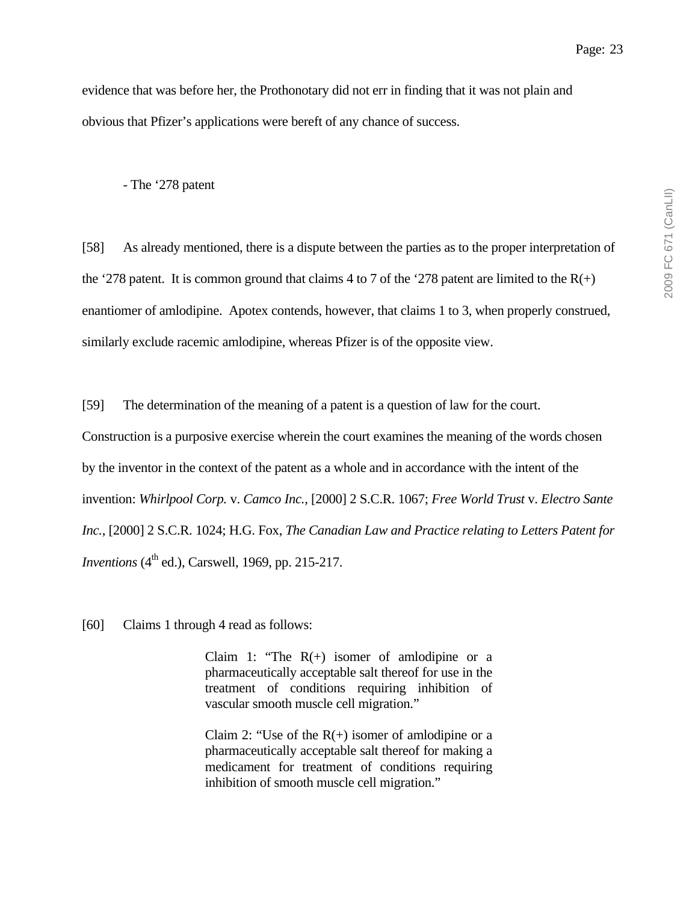evidence that was before her, the Prothonotary did not err in finding that it was not plain and obvious that Pfizer's applications were bereft of any chance of success.

- The '278 patent

[58] As already mentioned, there is a dispute between the parties as to the proper interpretation of the '278 patent. It is common ground that claims 4 to 7 of the '278 patent are limited to the R(+) enantiomer of amlodipine. Apotex contends, however, that claims 1 to 3, when properly construed, similarly exclude racemic amlodipine, whereas Pfizer is of the opposite view.

[59] The determination of the meaning of a patent is a question of law for the court. Construction is a purposive exercise wherein the court examines the meaning of the words chosen by the inventor in the context of the patent as a whole and in accordance with the intent of the invention: *Whirlpool Corp.* v. *Camco Inc.*, [2000] 2 S.C.R. 1067; *Free World Trust* v. *Electro Sante Inc.*, [2000] 2 S.C.R. 1024; H.G. Fox, *The Canadian Law and Practice relating to Letters Patent for Inventions* (4th ed.), Carswell, 1969, pp. 215-217.

[60] Claims 1 through 4 read as follows:

> Claim 1: "The R(+) isomer of amlodipine or a pharmaceutically acceptable salt thereof for use in the treatment of conditions requiring inhibition of vascular smooth muscle cell migration."
>
> Claim 2: "Use of the R(+) isomer of amlodipine or a pharmaceutically acceptable salt thereof for making a medicament for treatment of conditions requiring inhibition of smooth muscle cell migration."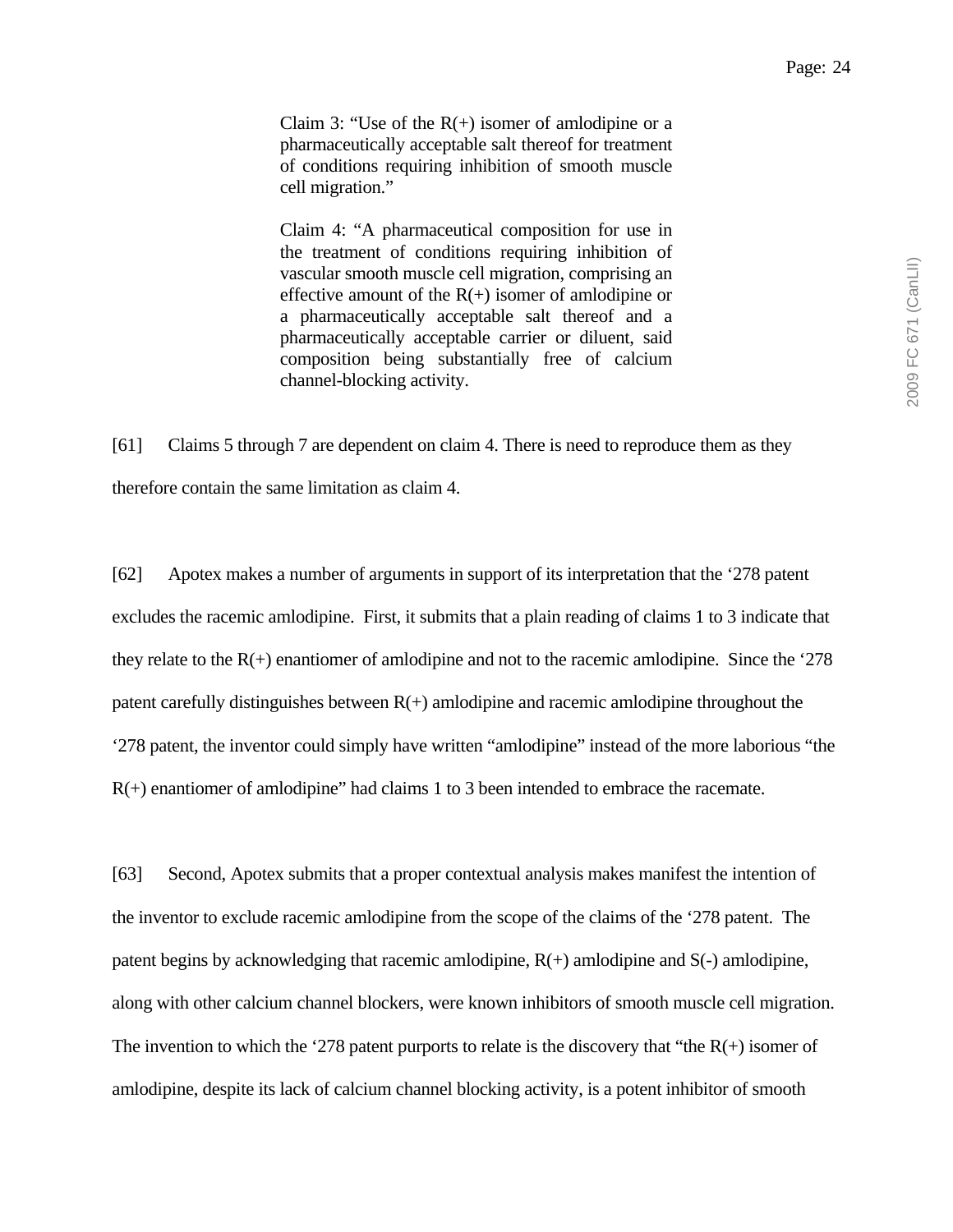> Claim 3: "Use of the R(+) isomer of amlodipine or a pharmaceutically acceptable salt thereof for treatment of conditions requiring inhibition of smooth muscle cell migration."
>
> Claim 4: "A pharmaceutical composition for use in the treatment of conditions requiring inhibition of vascular smooth muscle cell migration, comprising an effective amount of the R(+) isomer of amlodipine or a pharmaceutically acceptable salt thereof and a pharmaceutically acceptable carrier or diluent, said composition being substantially free of calcium channel-blocking activity.

[61] Claims 5 through 7 are dependent on claim 4. There is need to reproduce them as they therefore contain the same limitation as claim 4.

[62] Apotex makes a number of arguments in support of its interpretation that the '278 patent excludes the racemic amlodipine. First, it submits that a plain reading of claims 1 to 3 indicate that they relate to the R(+) enantiomer of amlodipine and not to the racemic amlodipine. Since the '278 patent carefully distinguishes between R(+) amlodipine and racemic amlodipine throughout the '278 patent, the inventor could simply have written "amlodipine" instead of the more laborious "the R(+) enantiomer of amlodipine" had claims 1 to 3 been intended to embrace the racemate.

[63] Second, Apotex submits that a proper contextual analysis makes manifest the intention of the inventor to exclude racemic amlodipine from the scope of the claims of the '278 patent. The patent begins by acknowledging that racemic amlodipine, R(+) amlodipine and S(-) amlodipine, along with other calcium channel blockers, were known inhibitors of smooth muscle cell migration. The invention to which the '278 patent purports to relate is the discovery that "the R(+) isomer of amlodipine, despite its lack of calcium channel blocking activity, is a potent inhibitor of smooth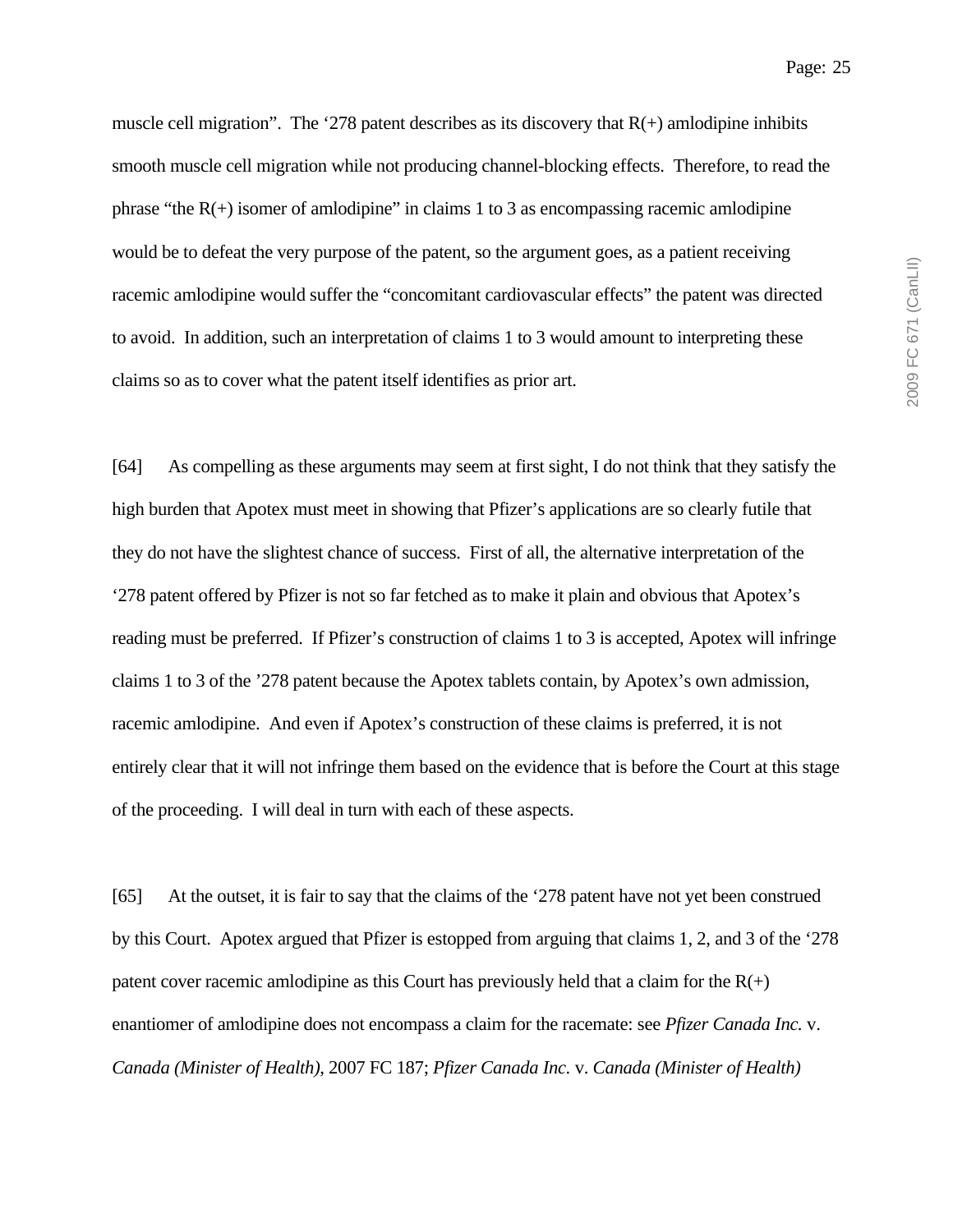muscle cell migration". The '278 patent describes as its discovery that R(+) amlodipine inhibits smooth muscle cell migration while not producing channel-blocking effects. Therefore, to read the phrase "the R(+) isomer of amlodipine" in claims 1 to 3 as encompassing racemic amlodipine would be to defeat the very purpose of the patent, so the argument goes, as a patient receiving racemic amlodipine would suffer the "concomitant cardiovascular effects" the patent was directed to avoid. In addition, such an interpretation of claims 1 to 3 would amount to interpreting these claims so as to cover what the patent itself identifies as prior art.

[64] As compelling as these arguments may seem at first sight, I do not think that they satisfy the high burden that Apotex must meet in showing that Pfizer's applications are so clearly futile that they do not have the slightest chance of success. First of all, the alternative interpretation of the '278 patent offered by Pfizer is not so far fetched as to make it plain and obvious that Apotex's reading must be preferred. If Pfizer's construction of claims 1 to 3 is accepted, Apotex will infringe claims 1 to 3 of the '278 patent because the Apotex tablets contain, by Apotex's own admission, racemic amlodipine. And even if Apotex's construction of these claims is preferred, it is not entirely clear that it will not infringe them based on the evidence that is before the Court at this stage of the proceeding. I will deal in turn with each of these aspects.

[65] At the outset, it is fair to say that the claims of the '278 patent have not yet been construed by this Court. Apotex argued that Pfizer is estopped from arguing that claims 1, 2, and 3 of the '278 patent cover racemic amlodipine as this Court has previously held that a claim for the R(+) enantiomer of amlodipine does not encompass a claim for the racemate: see *Pfizer Canada Inc.* v. *Canada (Minister of Health)*, 2007 FC 187; *Pfizer Canada Inc.* v. *Canada (Minister of Health)*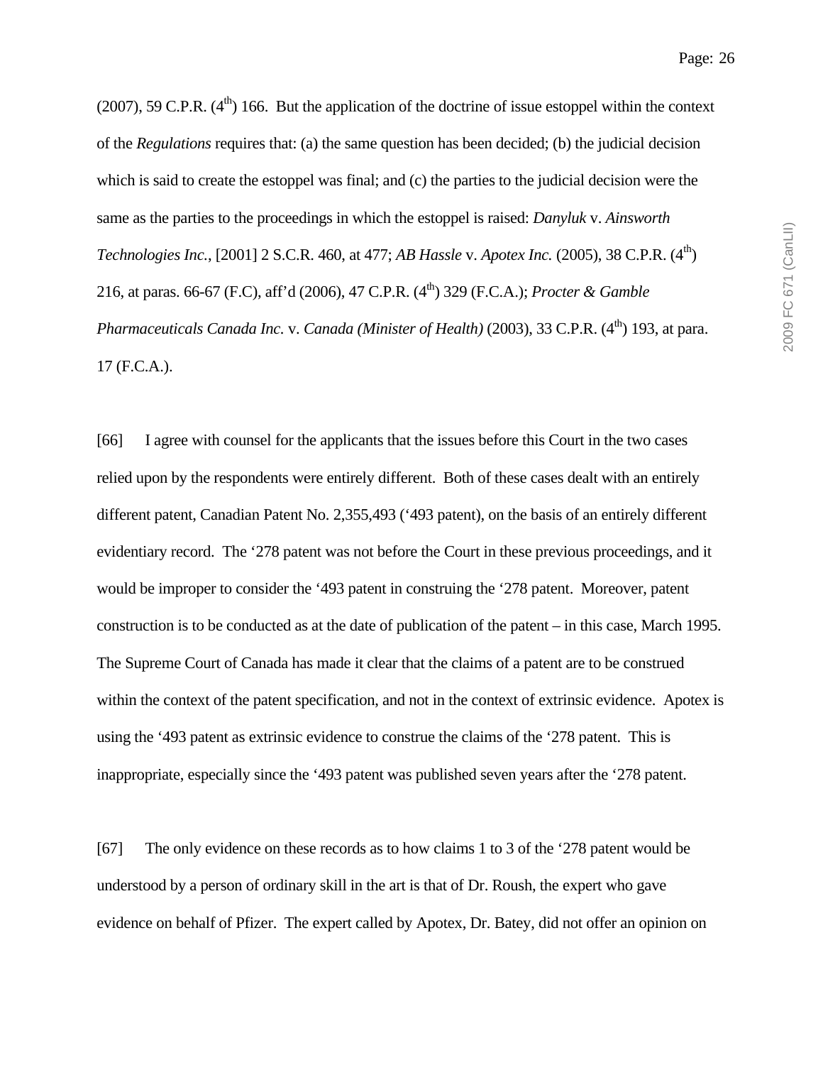(2007), 59 C.P.R. (4th) 166. But the application of the doctrine of issue estoppel within the context of the *Regulations* requires that: (a) the same question has been decided; (b) the judicial decision which is said to create the estoppel was final; and (c) the parties to the judicial decision were the same as the parties to the proceedings in which the estoppel is raised: *Danyluk* v. *Ainsworth Technologies Inc.*, [2001] 2 S.C.R. 460, at 477; *AB Hassle* v. *Apotex Inc.* (2005), 38 C.P.R. (4th) 216, at paras. 66-67 (F.C), aff'd (2006), 47 C.P.R. (4th) 329 (F.C.A.); *Procter & Gamble Pharmaceuticals Canada Inc.* v. *Canada (Minister of Health)* (2003), 33 C.P.R. (4th) 193, at para. 17 (F.C.A.).

[66] I agree with counsel for the applicants that the issues before this Court in the two cases relied upon by the respondents were entirely different. Both of these cases dealt with an entirely different patent, Canadian Patent No. 2,355,493 ('493 patent), on the basis of an entirely different evidentiary record. The '278 patent was not before the Court in these previous proceedings, and it would be improper to consider the '493 patent in construing the '278 patent. Moreover, patent construction is to be conducted as at the date of publication of the patent – in this case, March 1995. The Supreme Court of Canada has made it clear that the claims of a patent are to be construed within the context of the patent specification, and not in the context of extrinsic evidence. Apotex is using the '493 patent as extrinsic evidence to construe the claims of the '278 patent. This is inappropriate, especially since the '493 patent was published seven years after the '278 patent.

[67] The only evidence on these records as to how claims 1 to 3 of the '278 patent would be understood by a person of ordinary skill in the art is that of Dr. Roush, the expert who gave evidence on behalf of Pfizer. The expert called by Apotex, Dr. Batey, did not offer an opinion on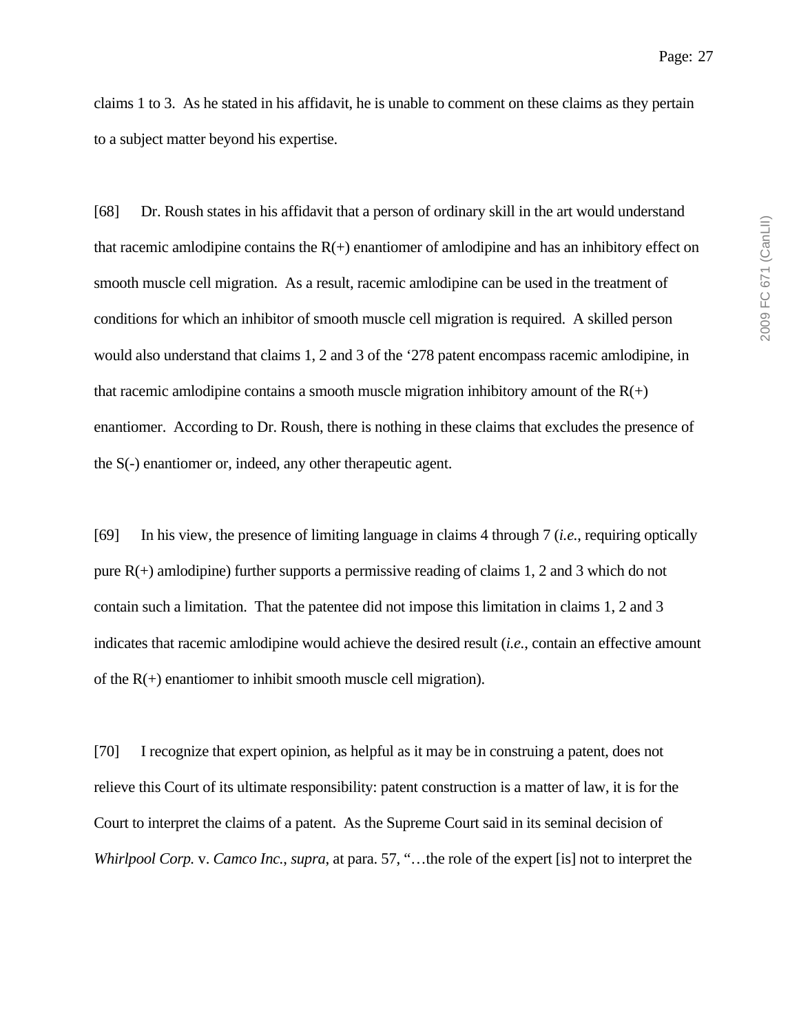claims 1 to 3. As he stated in his affidavit, he is unable to comment on these claims as they pertain to a subject matter beyond his expertise.

[68] Dr. Roush states in his affidavit that a person of ordinary skill in the art would understand that racemic amlodipine contains the R(+) enantiomer of amlodipine and has an inhibitory effect on smooth muscle cell migration. As a result, racemic amlodipine can be used in the treatment of conditions for which an inhibitor of smooth muscle cell migration is required. A skilled person would also understand that claims 1, 2 and 3 of the '278 patent encompass racemic amlodipine, in that racemic amlodipine contains a smooth muscle migration inhibitory amount of the R(+) enantiomer. According to Dr. Roush, there is nothing in these claims that excludes the presence of the S(-) enantiomer or, indeed, any other therapeutic agent.

[69] In his view, the presence of limiting language in claims 4 through 7 (*i.e.*, requiring optically pure R(+) amlodipine) further supports a permissive reading of claims 1, 2 and 3 which do not contain such a limitation. That the patentee did not impose this limitation in claims 1, 2 and 3 indicates that racemic amlodipine would achieve the desired result (*i.e.*, contain an effective amount of the R(+) enantiomer to inhibit smooth muscle cell migration).

[70] I recognize that expert opinion, as helpful as it may be in construing a patent, does not relieve this Court of its ultimate responsibility: patent construction is a matter of law, it is for the Court to interpret the claims of a patent. As the Supreme Court said in its seminal decision of *Whirlpool Corp.* v. *Camco Inc.*, *supra*, at para. 57, "…the role of the expert [is] not to interpret the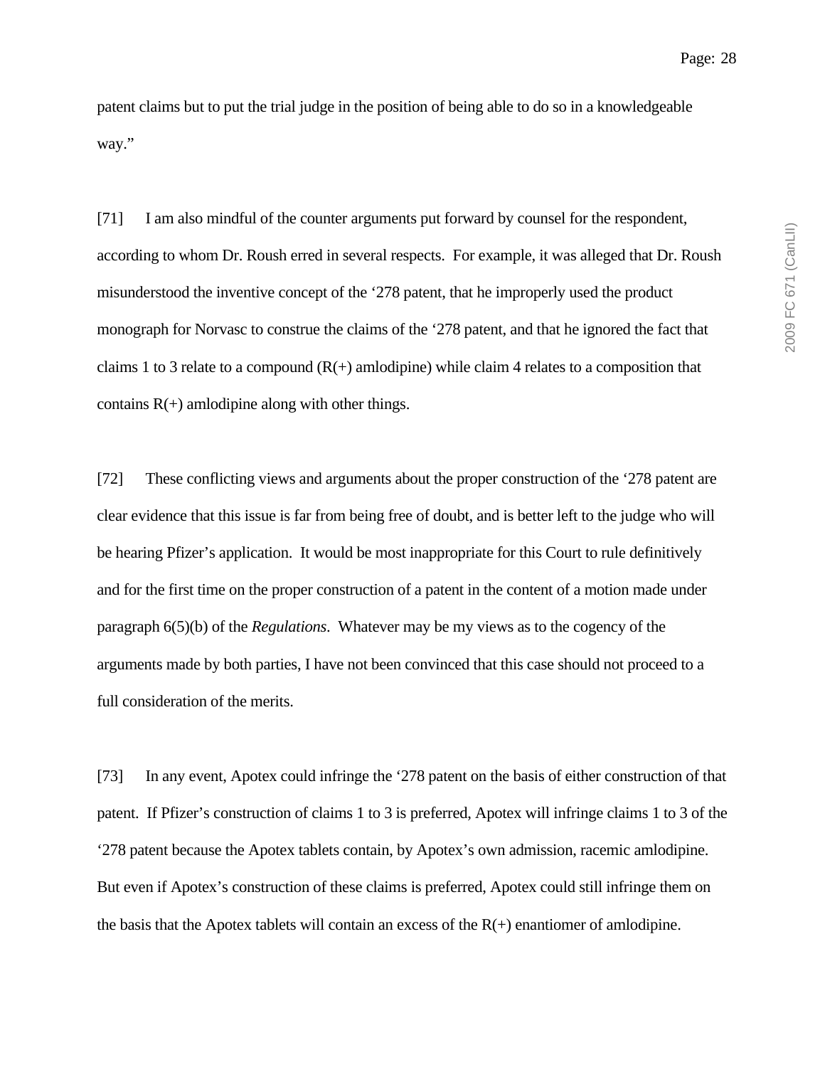patent claims but to put the trial judge in the position of being able to do so in a knowledgeable way."

[71] I am also mindful of the counter arguments put forward by counsel for the respondent, according to whom Dr. Roush erred in several respects. For example, it was alleged that Dr. Roush misunderstood the inventive concept of the '278 patent, that he improperly used the product monograph for Norvasc to construe the claims of the '278 patent, and that he ignored the fact that claims 1 to 3 relate to a compound (R(+) amlodipine) while claim 4 relates to a composition that contains R(+) amlodipine along with other things.

[72] These conflicting views and arguments about the proper construction of the '278 patent are clear evidence that this issue is far from being free of doubt, and is better left to the judge who will be hearing Pfizer's application. It would be most inappropriate for this Court to rule definitively and for the first time on the proper construction of a patent in the content of a motion made under paragraph 6(5)(b) of the *Regulations*. Whatever may be my views as to the cogency of the arguments made by both parties, I have not been convinced that this case should not proceed to a full consideration of the merits.

[73] In any event, Apotex could infringe the '278 patent on the basis of either construction of that patent. If Pfizer's construction of claims 1 to 3 is preferred, Apotex will infringe claims 1 to 3 of the '278 patent because the Apotex tablets contain, by Apotex's own admission, racemic amlodipine. But even if Apotex's construction of these claims is preferred, Apotex could still infringe them on the basis that the Apotex tablets will contain an excess of the R(+) enantiomer of amlodipine.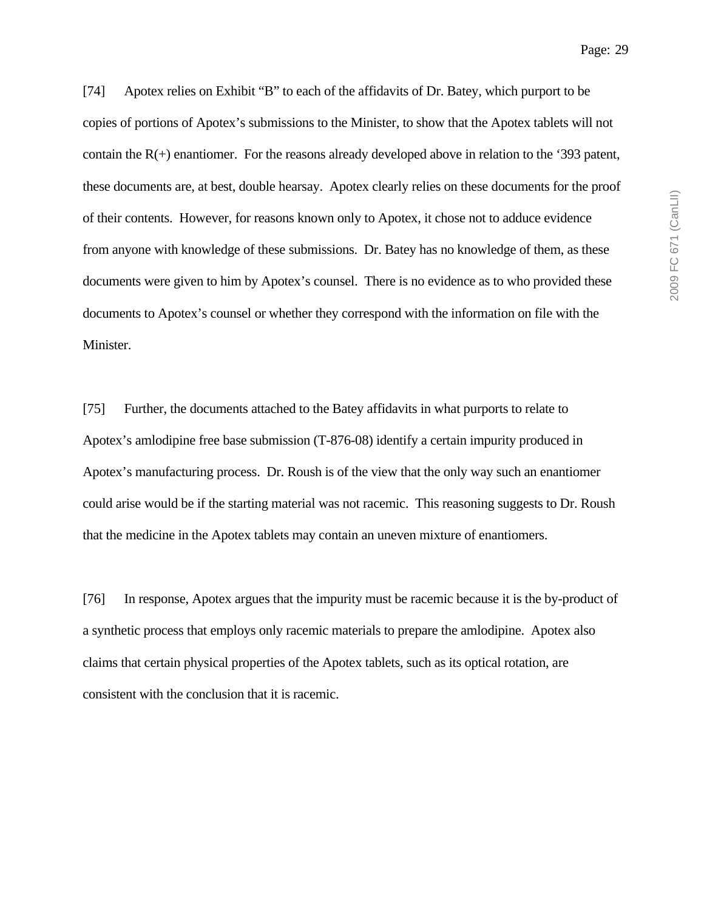[74] Apotex relies on Exhibit "B" to each of the affidavits of Dr. Batey, which purport to be copies of portions of Apotex's submissions to the Minister, to show that the Apotex tablets will not contain the R(+) enantiomer. For the reasons already developed above in relation to the '393 patent, these documents are, at best, double hearsay. Apotex clearly relies on these documents for the proof of their contents. However, for reasons known only to Apotex, it chose not to adduce evidence from anyone with knowledge of these submissions. Dr. Batey has no knowledge of them, as these documents were given to him by Apotex's counsel. There is no evidence as to who provided these documents to Apotex's counsel or whether they correspond with the information on file with the Minister.

[75] Further, the documents attached to the Batey affidavits in what purports to relate to Apotex's amlodipine free base submission (T-876-08) identify a certain impurity produced in Apotex's manufacturing process. Dr. Roush is of the view that the only way such an enantiomer could arise would be if the starting material was not racemic. This reasoning suggests to Dr. Roush that the medicine in the Apotex tablets may contain an uneven mixture of enantiomers.

[76] In response, Apotex argues that the impurity must be racemic because it is the by-product of a synthetic process that employs only racemic materials to prepare the amlodipine. Apotex also claims that certain physical properties of the Apotex tablets, such as its optical rotation, are consistent with the conclusion that it is racemic.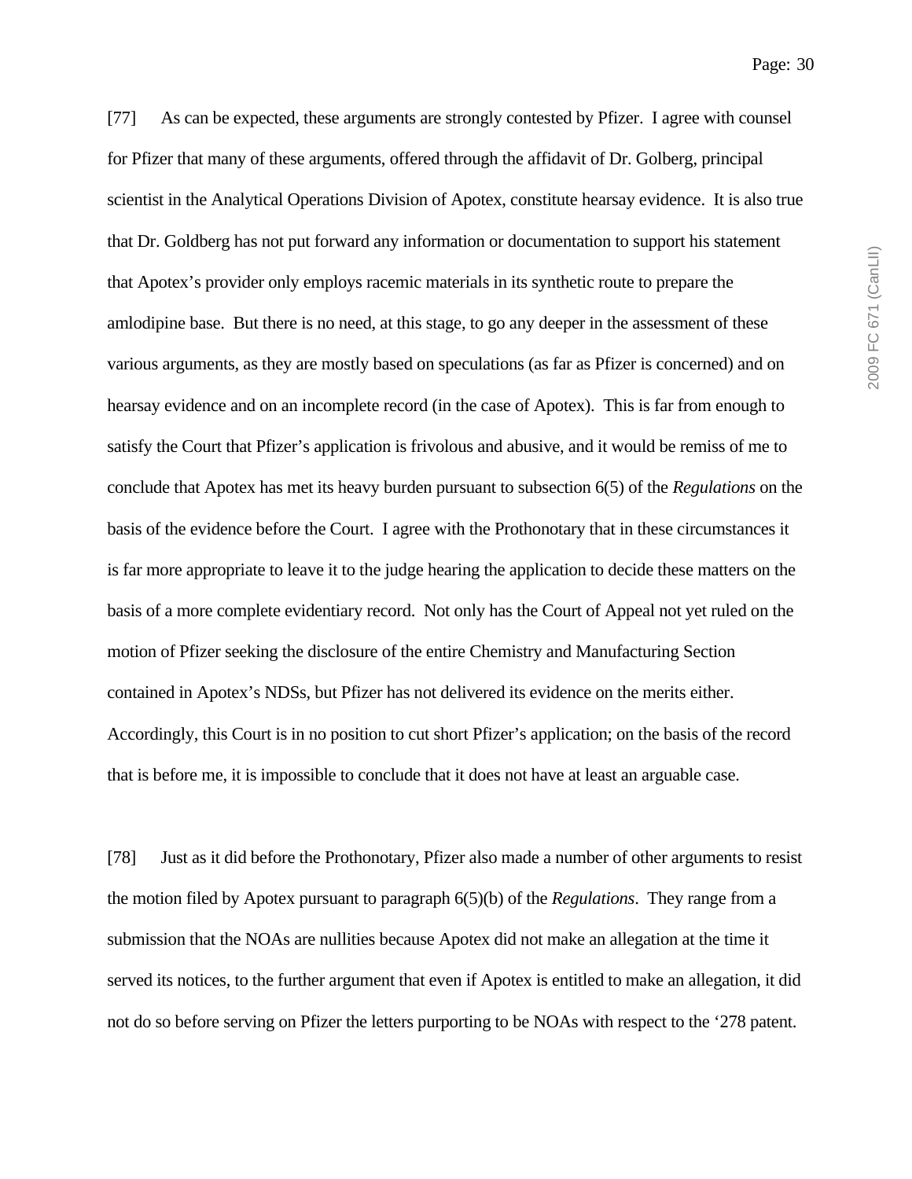[77] As can be expected, these arguments are strongly contested by Pfizer. I agree with counsel for Pfizer that many of these arguments, offered through the affidavit of Dr. Golberg, principal scientist in the Analytical Operations Division of Apotex, constitute hearsay evidence. It is also true that Dr. Goldberg has not put forward any information or documentation to support his statement that Apotex's provider only employs racemic materials in its synthetic route to prepare the amlodipine base. But there is no need, at this stage, to go any deeper in the assessment of these various arguments, as they are mostly based on speculations (as far as Pfizer is concerned) and on hearsay evidence and on an incomplete record (in the case of Apotex). This is far from enough to satisfy the Court that Pfizer's application is frivolous and abusive, and it would be remiss of me to conclude that Apotex has met its heavy burden pursuant to subsection 6(5) of the *Regulations* on the basis of the evidence before the Court. I agree with the Prothonotary that in these circumstances it is far more appropriate to leave it to the judge hearing the application to decide these matters on the basis of a more complete evidentiary record. Not only has the Court of Appeal not yet ruled on the motion of Pfizer seeking the disclosure of the entire Chemistry and Manufacturing Section contained in Apotex's NDSs, but Pfizer has not delivered its evidence on the merits either. Accordingly, this Court is in no position to cut short Pfizer's application; on the basis of the record that is before me, it is impossible to conclude that it does not have at least an arguable case.

[78] Just as it did before the Prothonotary, Pfizer also made a number of other arguments to resist the motion filed by Apotex pursuant to paragraph 6(5)(b) of the *Regulations*. They range from a submission that the NOAs are nullities because Apotex did not make an allegation at the time it served its notices, to the further argument that even if Apotex is entitled to make an allegation, it did not do so before serving on Pfizer the letters purporting to be NOAs with respect to the '278 patent.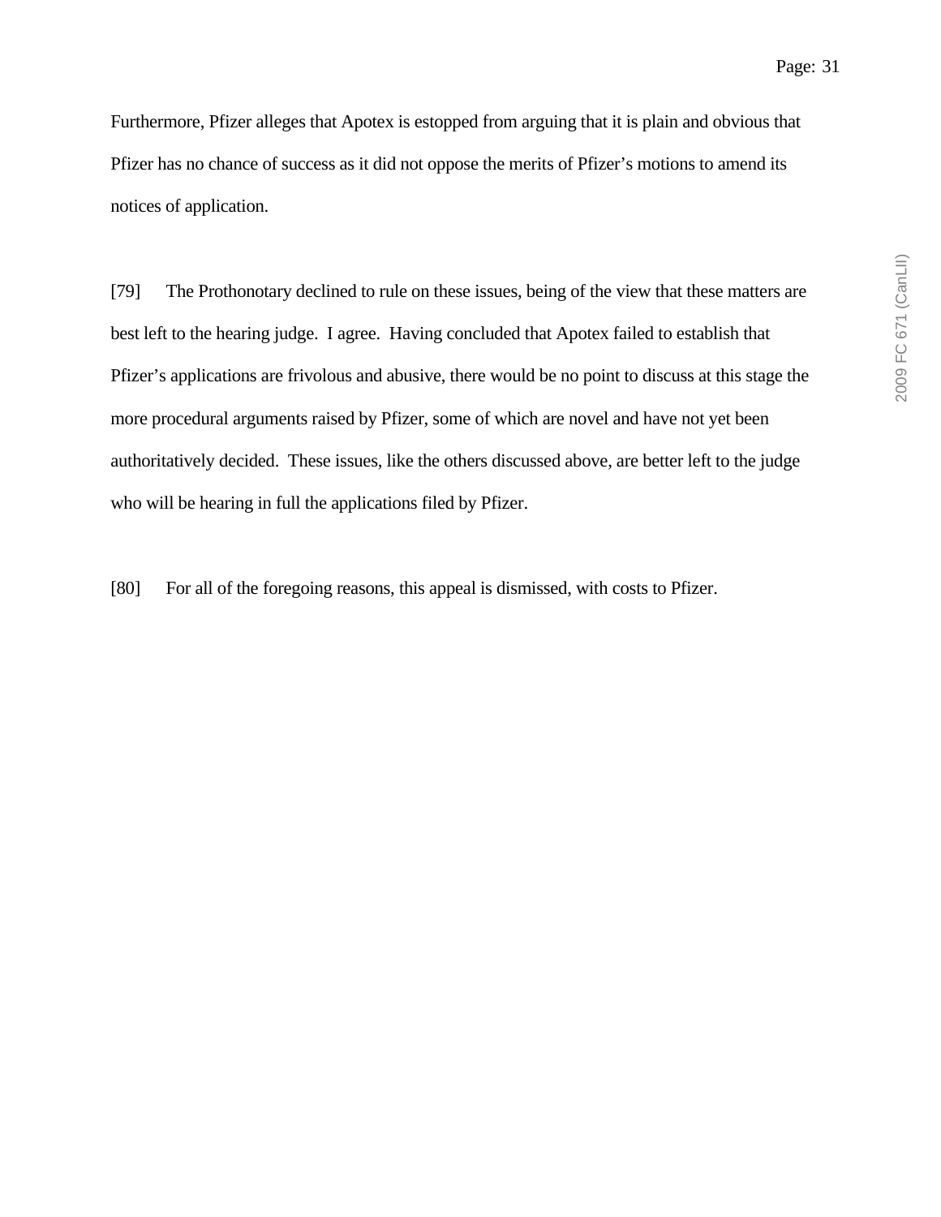Furthermore, Pfizer alleges that Apotex is estopped from arguing that it is plain and obvious that Pfizer has no chance of success as it did not oppose the merits of Pfizer's motions to amend its notices of application.

[79] The Prothonotary declined to rule on these issues, being of the view that these matters are best left to the hearing judge. I agree. Having concluded that Apotex failed to establish that Pfizer's applications are frivolous and abusive, there would be no point to discuss at this stage the more procedural arguments raised by Pfizer, some of which are novel and have not yet been authoritatively decided. These issues, like the others discussed above, are better left to the judge who will be hearing in full the applications filed by Pfizer.

[80] For all of the foregoing reasons, this appeal is dismissed, with costs to Pfizer.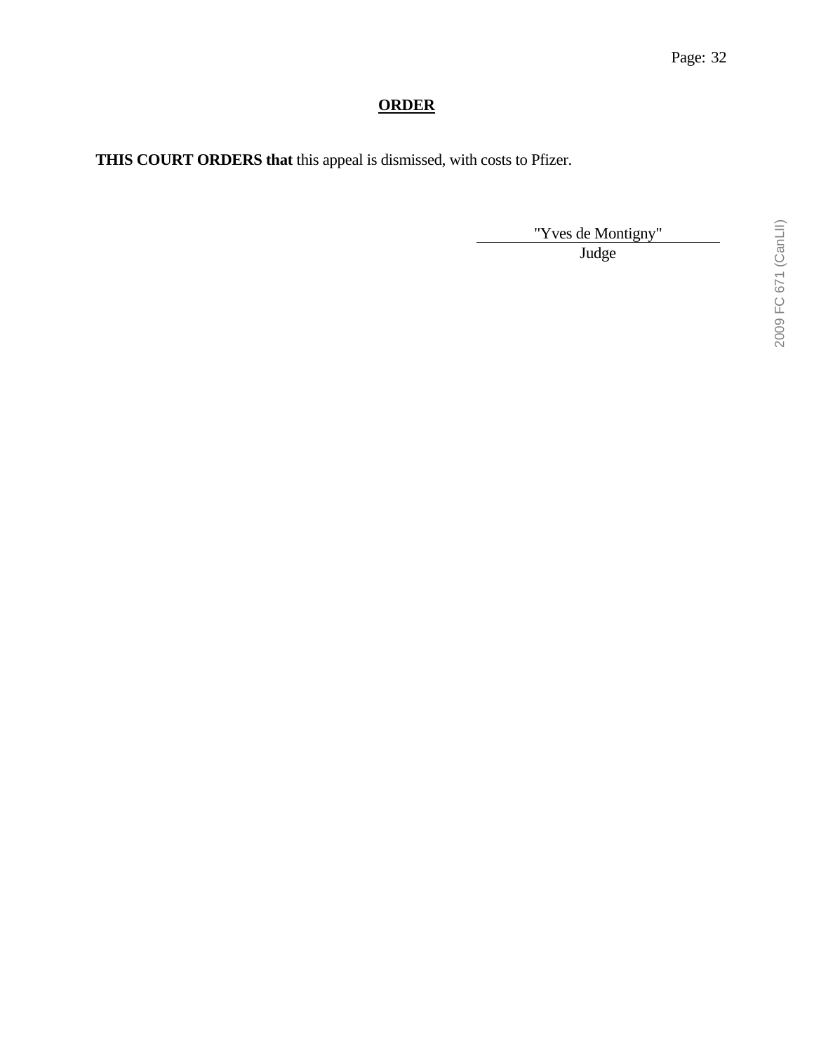## ORDER

**THIS COURT ORDERS that** this appeal is dismissed, with costs to Pfizer.

"Yves de Montigny"
Judge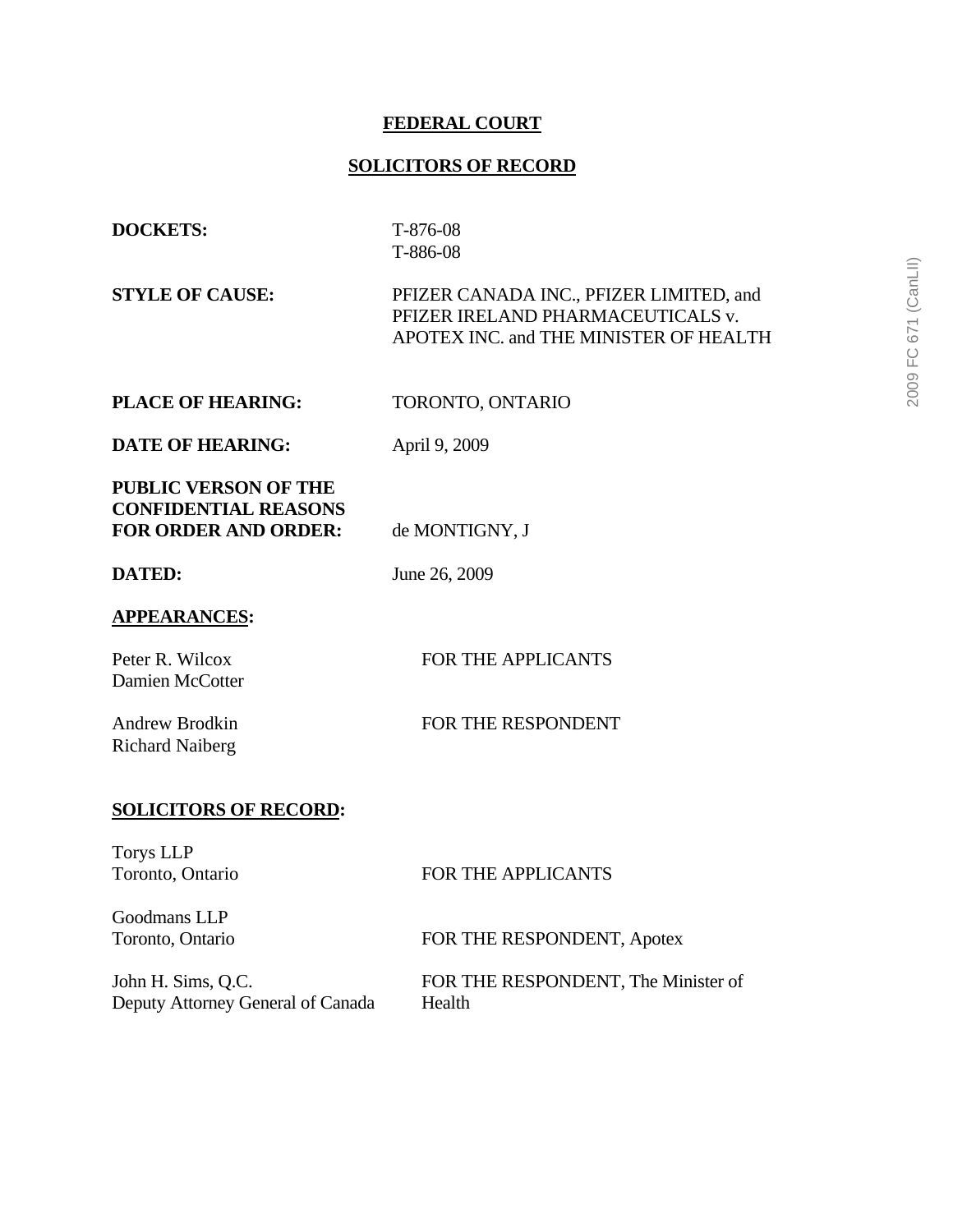**FEDERAL COURT**

**SOLICITORS OF RECORD**

| | |
|---|---|
| **DOCKETS:** | T-876-08<br>T-886-08 |
| **STYLE OF CAUSE:** | PFIZER CANADA INC., PFIZER LIMITED, and PFIZER IRELAND PHARMACEUTICALS v. APOTEX INC. and THE MINISTER OF HEALTH |
| **PLACE OF HEARING:** | TORONTO, ONTARIO |
| **DATE OF HEARING:** | April 9, 2009 |
| **PUBLIC VERSON OF THE CONFIDENTIAL REASONS FOR ORDER AND ORDER:** | de MONTIGNY, J |
| **DATED:** | June 26, 2009 |

**APPEARANCES:**

| | |
|---|---|
| Peter R. Wilcox<br>Damien McCotter | FOR THE APPLICANTS |
| Andrew Brodkin<br>Richard Naiberg | FOR THE RESPONDENT |

**SOLICITORS OF RECORD:**

| | |
|---|---|
| Torys LLP<br>Toronto, Ontario | FOR THE APPLICANTS |
| Goodmans LLP<br>Toronto, Ontario | FOR THE RESPONDENT, Apotex |
| John H. Sims, Q.C.<br>Deputy Attorney General of Canada | FOR THE RESPONDENT, The Minister of Health |